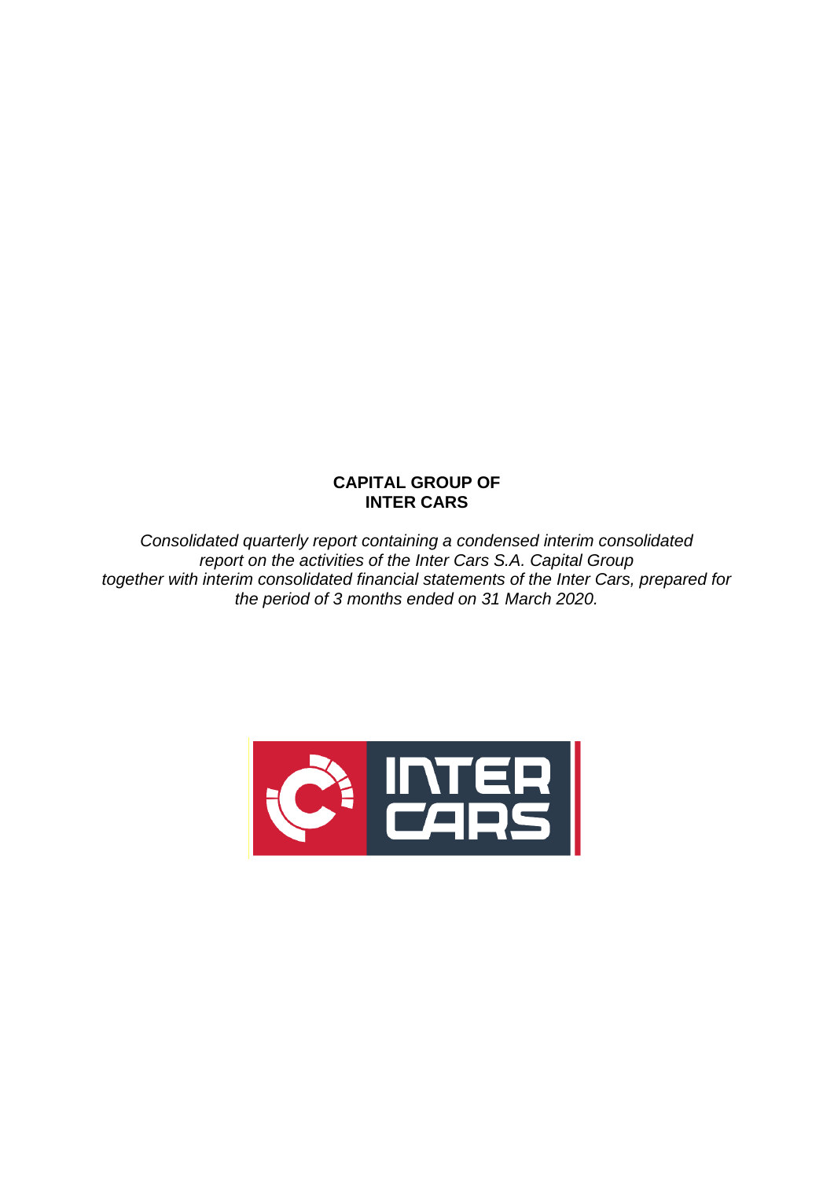# CAPITAL GROUP OF INTER CARS

*Consolidated quarterly report containing a condensed interim consolidated report on the activities of the Inter Cars S.A. Capital Group together with interim consolidated financial statements of the Inter Cars, prepared for the period of 3 months ended on 31 March 2020.*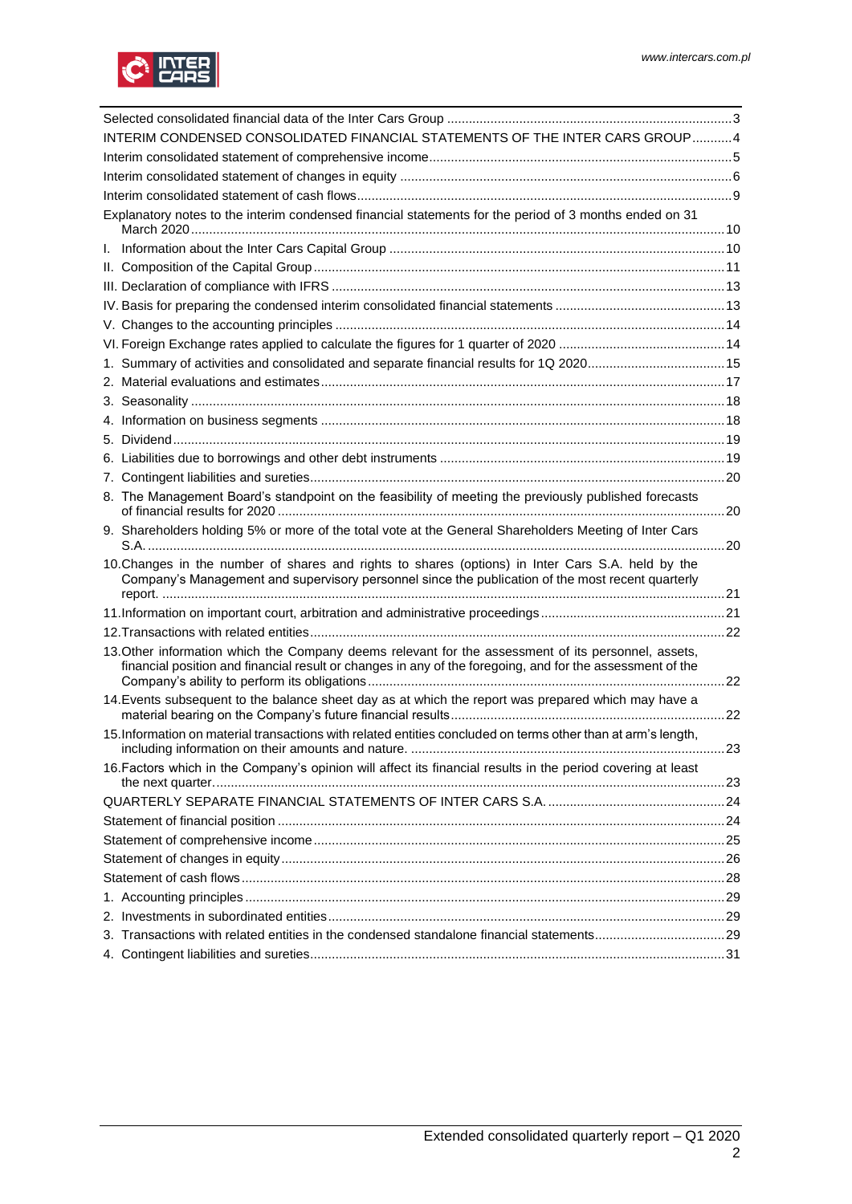Selected consolidated financial data of the Inter Cars Group ....3

INTERIM CONDENSED CONSOLIDATED FINANCIAL STATEMENTS OF THE INTER CARS GROUP ....4

Interim consolidated statement of comprehensive income ....5

Interim consolidated statement of changes in equity ....6

Interim consolidated statement of cash flows ....9

Explanatory notes to the interim condensed financial statements for the period of 3 months ended on 31 March 2020 ....10

I. Information about the Inter Cars Capital Group ....10

II. Composition of the Capital Group ....11

III. Declaration of compliance with IFRS ....13

IV. Basis for preparing the condensed interim consolidated financial statements ....13

V. Changes to the accounting principles ....14

VI. Foreign Exchange rates applied to calculate the figures for 1 quarter of 2020 ....14

1. Summary of activities and consolidated and separate financial results for 1Q 2020 ....15
2. Material evaluations and estimates ....17
3. Seasonality ....18
4. Information on business segments ....18
5. Dividend ....19
6. Liabilities due to borrowings and other debt instruments ....19
7. Contingent liabilities and sureties ....20
8. The Management Board's standpoint on the feasibility of meeting the previously published forecasts of financial results for 2020 ....20
9. Shareholders holding 5% or more of the total vote at the General Shareholders Meeting of Inter Cars S.A. ....20
10. Changes in the number of shares and rights to shares (options) in Inter Cars S.A. held by the Company's Management and supervisory personnel since the publication of the most recent quarterly report. ....21
11. Information on important court, arbitration and administrative proceedings ....21
12. Transactions with related entities ....22
13. Other information which the Company deems relevant for the assessment of its personnel, assets, financial position and financial result or changes in any of the foregoing, and for the assessment of the Company's ability to perform its obligations ....22
14. Events subsequent to the balance sheet day as at which the report was prepared which may have a material bearing on the Company's future financial results ....22
15. Information on material transactions with related entities concluded on terms other than at arm's length, including information on their amounts and nature. ....23
16. Factors which in the Company's opinion will affect its financial results in the period covering at least the next quarter. ....23

QUARTERLY SEPARATE FINANCIAL STATEMENTS OF INTER CARS S.A. ....24

Statement of financial position ....24

Statement of comprehensive income ....25

Statement of changes in equity ....26

Statement of cash flows ....28

1. Accounting principles ....29
2. Investments in subordinated entities ....29
3. Transactions with related entities in the condensed standalone financial statements ....29
4. Contingent liabilities and sureties ....31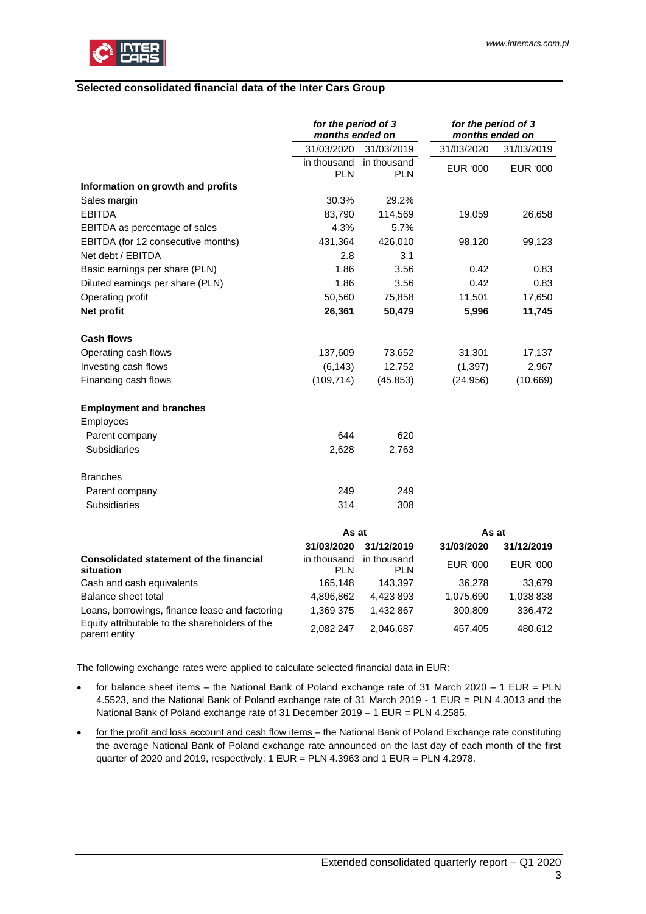## Selected consolidated financial data of the Inter Cars Group

| | *for the period of 3 months ended on* | | *for the period of 3 months ended on* | |
|---|---|---|---|---|
| | 31/03/2020 | 31/03/2019 | 31/03/2020 | 31/03/2019 |
| | in thousand PLN | in thousand PLN | EUR '000 | EUR '000 |
| **Information on growth and profits** | | | | |
| Sales margin | 30.3% | 29.2% | | |
| EBITDA | 83,790 | 114,569 | 19,059 | 26,658 |
| EBITDA as percentage of sales | 4.3% | 5.7% | | |
| EBITDA (for 12 consecutive months) | 431,364 | 426,010 | 98,120 | 99,123 |
| Net debt / EBITDA | 2.8 | 3.1 | | |
| Basic earnings per share (PLN) | 1.86 | 3.56 | 0.42 | 0.83 |
| Diluted earnings per share (PLN) | 1.86 | 3.56 | 0.42 | 0.83 |
| Operating profit | 50,560 | 75,858 | 11,501 | 17,650 |
| **Net profit** | **26,361** | **50,479** | **5,996** | **11,745** |
| | | | | |
| **Cash flows** | | | | |
| Operating cash flows | 137,609 | 73,652 | 31,301 | 17,137 |
| Investing cash flows | (6,143) | 12,752 | (1,397) | 2,967 |
| Financing cash flows | (109,714) | (45,853) | (24,956) | (10,669) |
| | | | | |
| **Employment and branches** | | | | |
| Employees | | | | |
| Parent company | 644 | 620 | | |
| Subsidiaries | 2,628 | 2,763 | | |
| | | | | |
| Branches | | | | |
| Parent company | 249 | 249 | | |
| Subsidiaries | 314 | 308 | | |

| | **As at** | | **As at** | |
|---|---|---|---|---|
| | **31/03/2020** | **31/12/2019** | **31/03/2020** | **31/12/2019** |
| **Consolidated statement of the financial situation** | in thousand PLN | in thousand PLN | EUR '000 | EUR '000 |
| Cash and cash equivalents | 165,148 | 143,397 | 36,278 | 33,679 |
| Balance sheet total | 4,896,862 | 4,423 893 | 1,075,690 | 1,038 838 |
| Loans, borrowings, finance lease and factoring | 1,369 375 | 1,432 867 | 300,809 | 336,472 |
| Equity attributable to the shareholders of the parent entity | 2,082 247 | 2,046,687 | 457,405 | 480,612 |

The following exchange rates were applied to calculate selected financial data in EUR:

- for balance sheet items – the National Bank of Poland exchange rate of 31 March 2020 – 1 EUR = PLN 4.5523, and the National Bank of Poland exchange rate of 31 March 2019 - 1 EUR = PLN 4.3013 and the National Bank of Poland exchange rate of 31 December 2019 – 1 EUR = PLN 4.2585.
- for the profit and loss account and cash flow items – the National Bank of Poland Exchange rate constituting the average National Bank of Poland exchange rate announced on the last day of each month of the first quarter of 2020 and 2019, respectively: 1 EUR = PLN 4.3963 and 1 EUR = PLN 4.2978.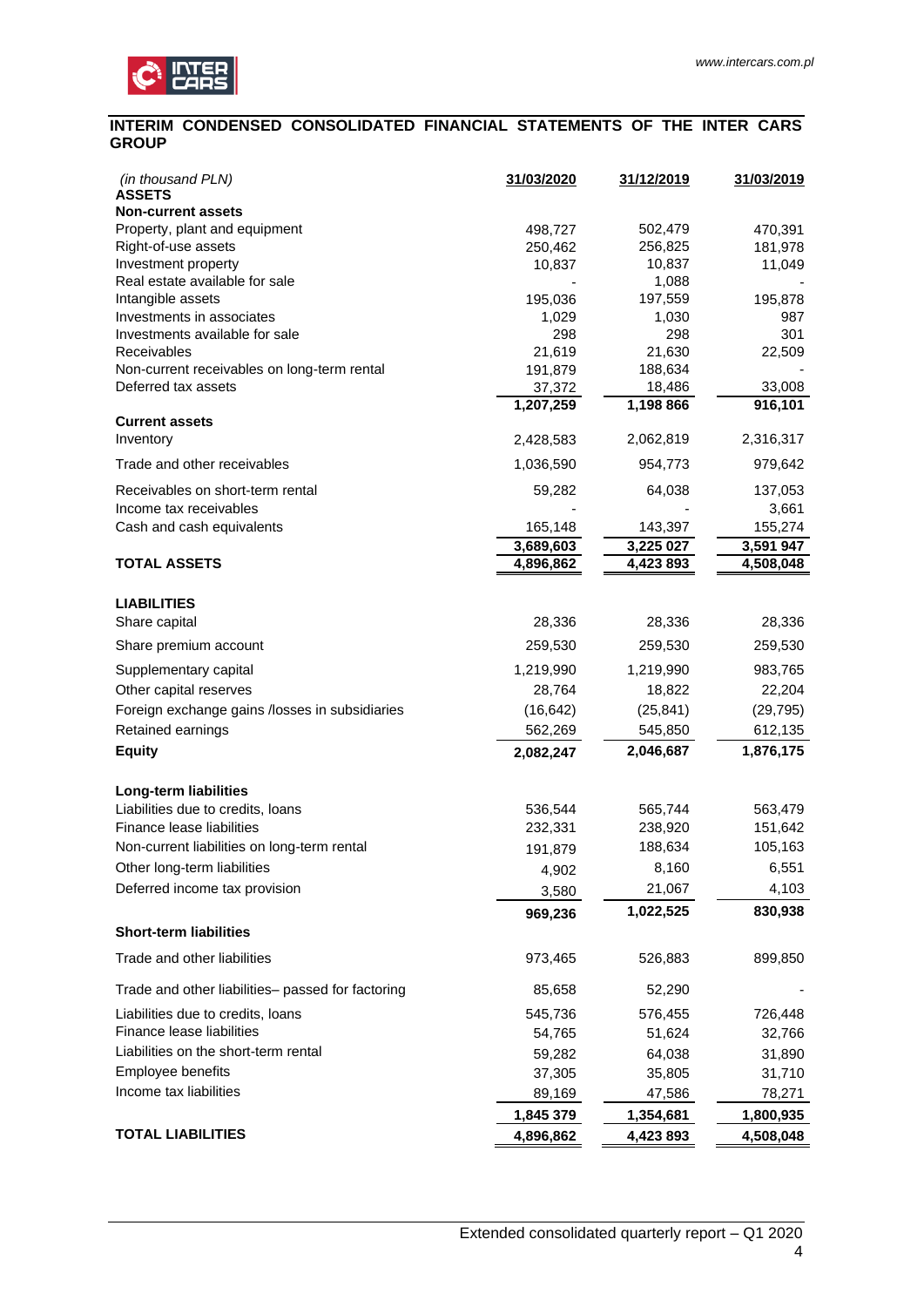## INTERIM CONDENSED CONSOLIDATED FINANCIAL STATEMENTS OF THE INTER CARS GROUP

| *(in thousand PLN)* | 31/03/2020 | 31/12/2019 | 31/03/2019 |
|---|---|---|---|
| **ASSETS** | | | |
| **Non-current assets** | | | |
| Property, plant and equipment | 498,727 | 502,479 | 470,391 |
| Right-of-use assets | 250,462 | 256,825 | 181,978 |
| Investment property | 10,837 | 10,837 | 11,049 |
| Real estate available for sale | - | 1,088 | - |
| Intangible assets | 195,036 | 197,559 | 195,878 |
| Investments in associates | 1,029 | 1,030 | 987 |
| Investments available for sale | 298 | 298 | 301 |
| Receivables | 21,619 | 21,630 | 22,509 |
| Non-current receivables on long-term rental | 191,879 | 188,634 | - |
| Deferred tax assets | 37,372 | 18,486 | 33,008 |
| | 1,207,259 | 1,198 866 | 916,101 |
| **Current assets** | | | |
| Inventory | 2,428,583 | 2,062,819 | 2,316,317 |
| Trade and other receivables | 1,036,590 | 954,773 | 979,642 |
| Receivables on short-term rental | 59,282 | 64,038 | 137,053 |
| Income tax receivables | - | - | 3,661 |
| Cash and cash equivalents | 165,148 | 143,397 | 155,274 |
| | 3,689,603 | 3,225 027 | 3,591 947 |
| **TOTAL ASSETS** | **4,896,862** | **4,423 893** | **4,508,048** |
| | | | |
| **LIABILITIES** | | | |
| Share capital | 28,336 | 28,336 | 28,336 |
| Share premium account | 259,530 | 259,530 | 259,530 |
| Supplementary capital | 1,219,990 | 1,219,990 | 983,765 |
| Other capital reserves | 28,764 | 18,822 | 22,204 |
| Foreign exchange gains /losses in subsidiaries | (16,642) | (25,841) | (29,795) |
| Retained earnings | 562,269 | 545,850 | 612,135 |
| **Equity** | **2,082,247** | **2,046,687** | **1,876,175** |
| | | | |
| **Long-term liabilities** | | | |
| Liabilities due to credits, loans | 536,544 | 565,744 | 563,479 |
| Finance lease liabilities | 232,331 | 238,920 | 151,642 |
| Non-current liabilities on long-term rental | 191,879 | 188,634 | 105,163 |
| Other long-term liabilities | 4,902 | 8,160 | 6,551 |
| Deferred income tax provision | 3,580 | 21,067 | 4,103 |
| | 969,236 | 1,022,525 | 830,938 |
| **Short-term liabilities** | | | |
| Trade and other liabilities | 973,465 | 526,883 | 899,850 |
| Trade and other liabilities– passed for factoring | 85,658 | 52,290 | - |
| Liabilities due to credits, loans | 545,736 | 576,455 | 726,448 |
| Finance lease liabilities | 54,765 | 51,624 | 32,766 |
| Liabilities on the short-term rental | 59,282 | 64,038 | 31,890 |
| Employee benefits | 37,305 | 35,805 | 31,710 |
| Income tax liabilities | 89,169 | 47,586 | 78,271 |
| | 1,845 379 | 1,354,681 | 1,800,935 |
| **TOTAL LIABILITIES** | **4,896,862** | **4,423 893** | **4,508,048** |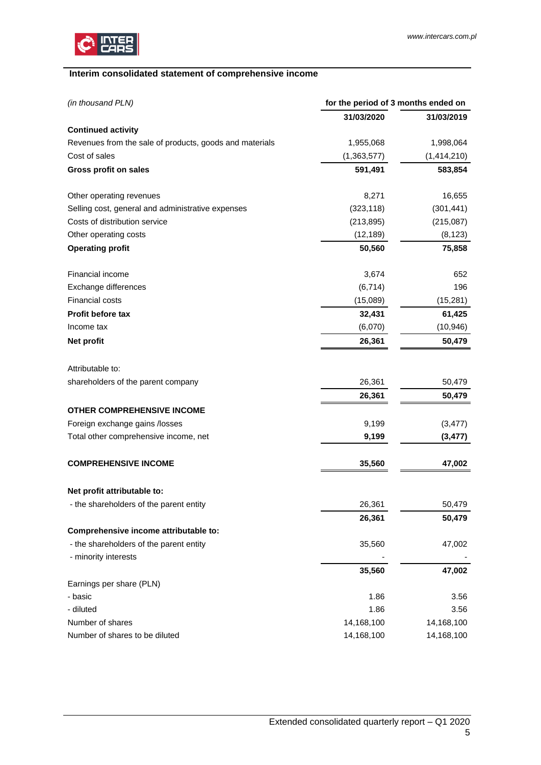## Interim consolidated statement of comprehensive income

| *(in thousand PLN)* | for the period of 3 months ended on | |
|---|---|---|
| | 31/03/2020 | 31/03/2019 |
| **Continued activity** | | |
| Revenues from the sale of products, goods and materials | 1,955,068 | 1,998,064 |
| Cost of sales | (1,363,577) | (1,414,210) |
| **Gross profit on sales** | **591,491** | **583,854** |
| | | |
| Other operating revenues | 8,271 | 16,655 |
| Selling cost, general and administrative expenses | (323,118) | (301,441) |
| Costs of distribution service | (213,895) | (215,087) |
| Other operating costs | (12,189) | (8,123) |
| **Operating profit** | **50,560** | **75,858** |
| | | |
| Financial income | 3,674 | 652 |
| Exchange differences | (6,714) | 196 |
| Financial costs | (15,089) | (15,281) |
| **Profit before tax** | **32,431** | **61,425** |
| Income tax | (6,070) | (10,946) |
| **Net profit** | **26,361** | **50,479** |
| | | |
| Attributable to: | | |
| shareholders of the parent company | 26,361 | 50,479 |
| | **26,361** | **50,479** |
| **OTHER COMPREHENSIVE INCOME** | | |
| Foreign exchange gains /losses | 9,199 | (3,477) |
| Total other comprehensive income, net | **9,199** | **(3,477)** |
| | | |
| **COMPREHENSIVE INCOME** | **35,560** | **47,002** |
| | | |
| **Net profit attributable to:** | | |
| - the shareholders of the parent entity | 26,361 | 50,479 |
| | **26,361** | **50,479** |
| **Comprehensive income attributable to:** | | |
| - the shareholders of the parent entity | 35,560 | 47,002 |
| - minority interests | - | - |
| | **35,560** | **47,002** |
| Earnings per share (PLN) | | |
| - basic | 1.86 | 3.56 |
| - diluted | 1.86 | 3.56 |
| Number of shares | 14,168,100 | 14,168,100 |
| Number of shares to be diluted | 14,168,100 | 14,168,100 |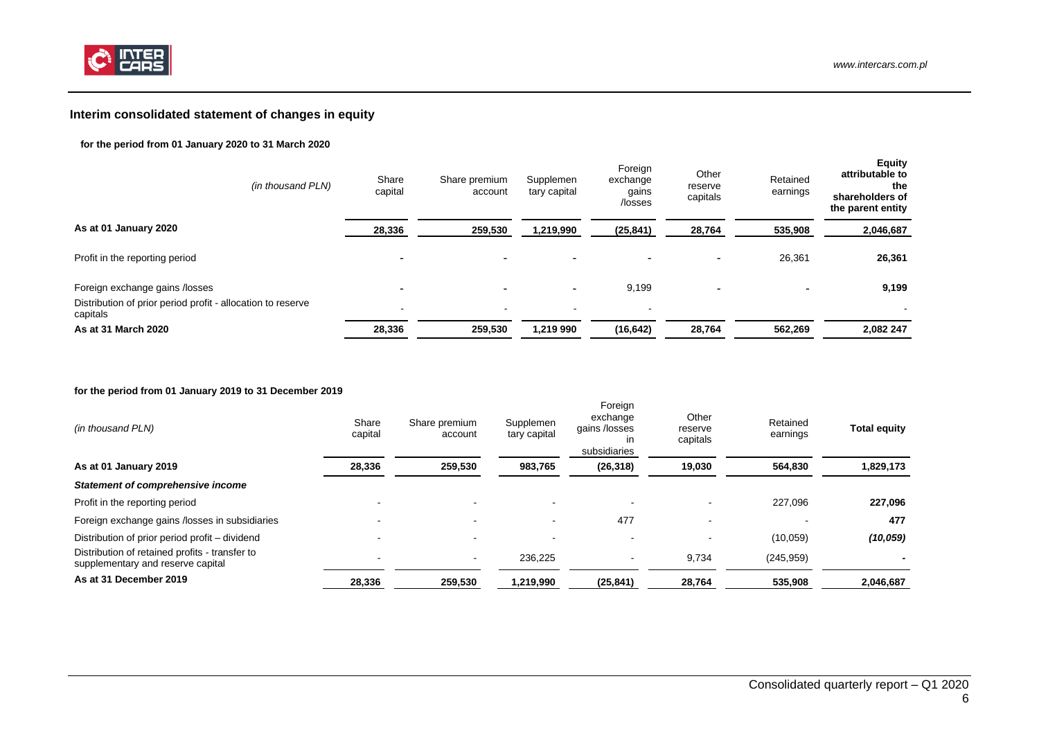## Interim consolidated statement of changes in equity

**for the period from 01 January 2020 to 31 March 2020**

| *(in thousand PLN)* | Share capital | Share premium account | Supplementary capital | Foreign exchange gains /losses | Other reserve capitals | Retained earnings | Equity attributable to the shareholders of the parent entity |
|---|---|---|---|---|---|---|---|
| **As at 01 January 2020** | **28,336** | **259,530** | **1,219,990** | **(25,841)** | **28,764** | **535,908** | **2,046,687** |
| Profit in the reporting period | - | - | - | - | - | 26,361 | **26,361** |
| Foreign exchange gains /losses | - | - | - | 9,199 | - | - | **9,199** |
| Distribution of prior period profit - allocation to reserve capitals | - | - | - | - | | | - |
| **As at 31 March 2020** | **28,336** | **259,530** | **1,219 990** | **(16,642)** | **28,764** | **562,269** | **2,082 247** |

**for the period from 01 January 2019 to 31 December 2019**

| *(in thousand PLN)* | Share capital | Share premium account | Supplementary capital | Foreign exchange gains /losses in subsidiaries | Other reserve capitals | Retained earnings | Total equity |
|---|---|---|---|---|---|---|---|
| **As at 01 January 2019** | **28,336** | **259,530** | **983,765** | **(26,318)** | **19,030** | **564,830** | **1,829,173** |
| ***Statement of comprehensive income*** | | | | | | | |
| Profit in the reporting period | - | - | - | - | - | 227,096 | **227,096** |
| Foreign exchange gains /losses in subsidiaries | - | - | - | 477 | - | - | **477** |
| Distribution of prior period profit – dividend | - | - | - | - | - | (10,059) | ***(10,059)*** |
| Distribution of retained profits - transfer to supplementary and reserve capital | - | - | 236,225 | - | 9,734 | (245,959) | **-** |
| **As at 31 December 2019** | **28,336** | **259,530** | **1,219,990** | **(25,841)** | **28,764** | **535,908** | **2,046,687** |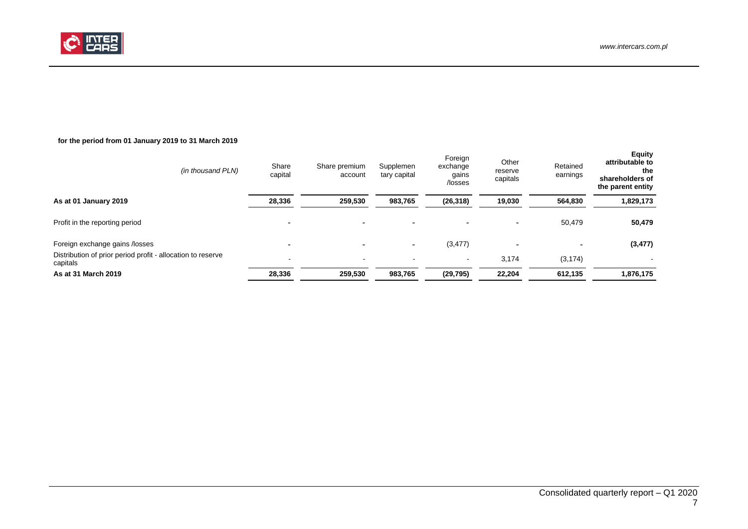**for the period from 01 January 2019 to 31 March 2019**

| *(in thousand PLN)* | Share capital | Share premium account | Supplementary capital | Foreign exchange gains /losses | Other reserve capitals | Retained earnings | **Equity attributable to the shareholders of the parent entity** |
|---|---|---|---|---|---|---|---|
| **As at 01 January 2019** | **28,336** | **259,530** | **983,765** | **(26,318)** | **19,030** | **564,830** | **1,829,173** |
| Profit in the reporting period | - | - | - | - | - | 50,479 | **50,479** |
| Foreign exchange gains /losses | - | - | - | (3,477) | - | - | **(3,477)** |
| Distribution of prior period profit - allocation to reserve capitals | - | - | - | - | 3,174 | (3,174) | - |
| **As at 31 March 2019** | **28,336** | **259,530** | **983,765** | **(29,795)** | **22,204** | **612,135** | **1,876,175** |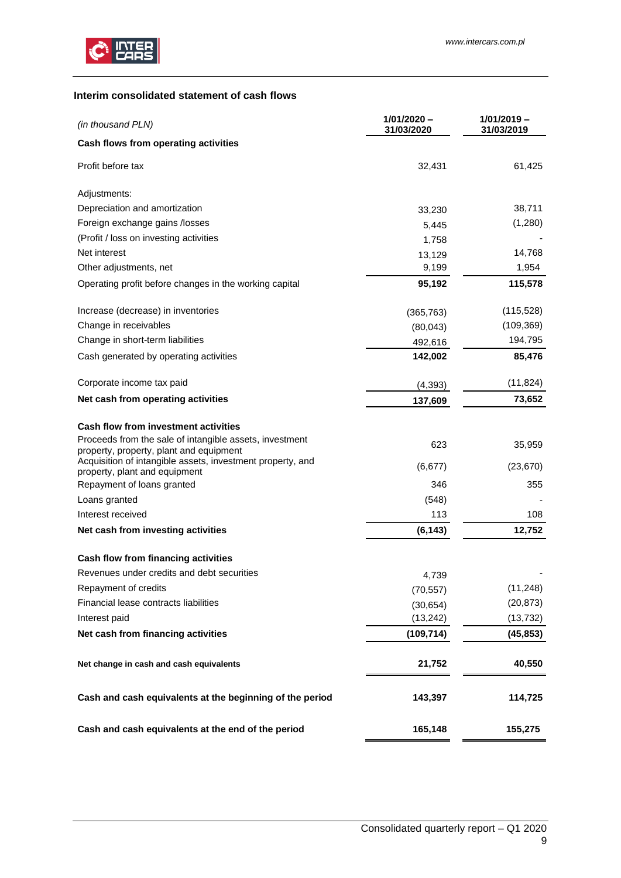## Interim consolidated statement of cash flows

| *(in thousand PLN)* | 1/01/2020 – 31/03/2020 | 1/01/2019 – 31/03/2019 |
|---|---|---|
| **Cash flows from operating activities** | | |
| Profit before tax | 32,431 | 61,425 |
| Adjustments: | | |
| Depreciation and amortization | 33,230 | 38,711 |
| Foreign exchange gains /losses | 5,445 | (1,280) |
| (Profit / loss on investing activities | 1,758 | - |
| Net interest | 13,129 | 14,768 |
| Other adjustments, net | 9,199 | 1,954 |
| Operating profit before changes in the working capital | **95,192** | **115,578** |
| Increase (decrease) in inventories | (365,763) | (115,528) |
| Change in receivables | (80,043) | (109,369) |
| Change in short-term liabilities | 492,616 | 194,795 |
| Cash generated by operating activities | **142,002** | **85,476** |
| Corporate income tax paid | (4,393) | (11,824) |
| **Net cash from operating activities** | **137,609** | **73,652** |
| **Cash flow from investment activities** | | |
| Proceeds from the sale of intangible assets, investment property, property, plant and equipment | 623 | 35,959 |
| Acquisition of intangible assets, investment property, and property, plant and equipment | (6,677) | (23,670) |
| Repayment of loans granted | 346 | 355 |
| Loans granted | (548) | - |
| Interest received | 113 | 108 |
| **Net cash from investing activities** | **(6,143)** | **12,752** |
| **Cash flow from financing activities** | | |
| Revenues under credits and debt securities | 4,739 | - |
| Repayment of credits | (70,557) | (11,248) |
| Financial lease contracts liabilities | (30,654) | (20,873) |
| Interest paid | (13,242) | (13,732) |
| **Net cash from financing activities** | **(109,714)** | **(45,853)** |
| **Net change in cash and cash equivalents** | **21,752** | **40,550** |
| **Cash and cash equivalents at the beginning of the period** | **143,397** | **114,725** |
| **Cash and cash equivalents at the end of the period** | **165,148** | **155,275** |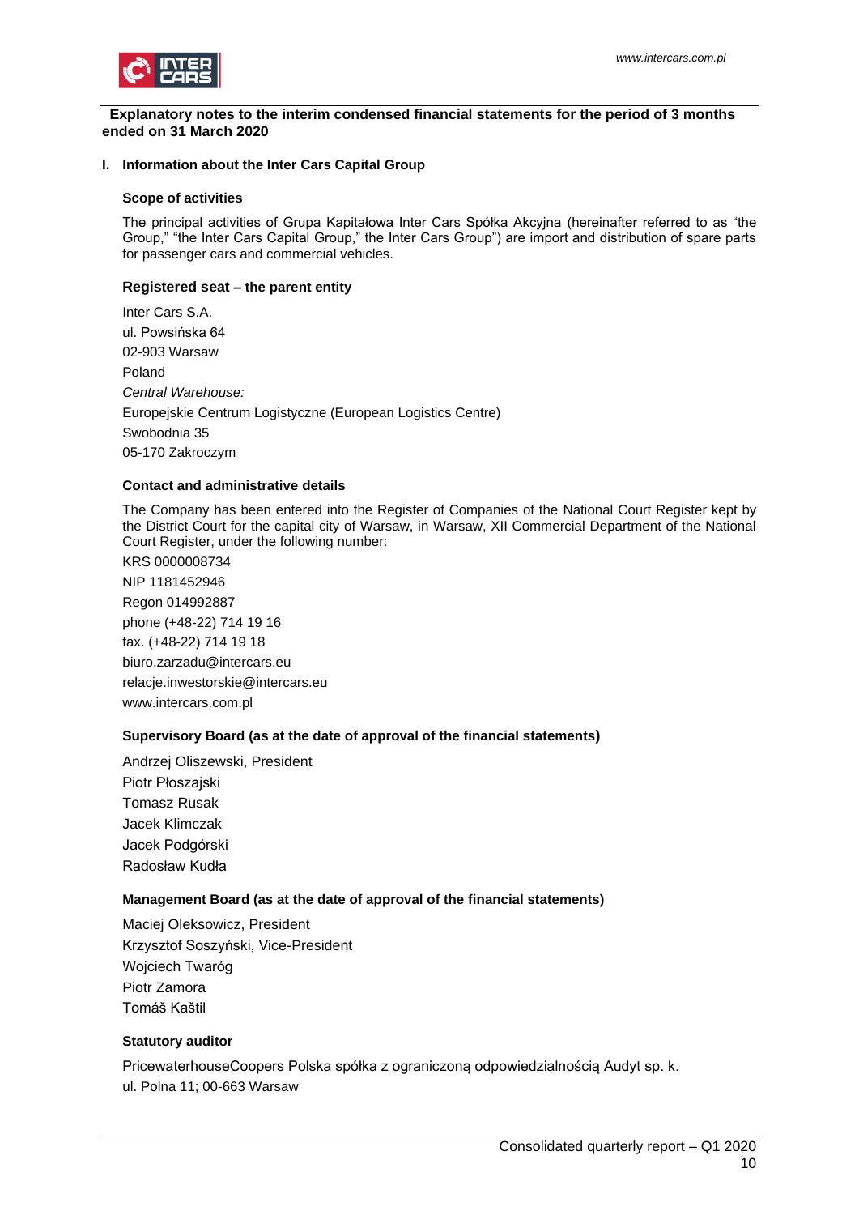## Explanatory notes to the interim condensed financial statements for the period of 3 months ended on 31 March 2020

### I. Information about the Inter Cars Capital Group

#### Scope of activities

The principal activities of Grupa Kapitałowa Inter Cars Spółka Akcyjna (hereinafter referred to as "the Group," "the Inter Cars Capital Group," the Inter Cars Group") are import and distribution of spare parts for passenger cars and commercial vehicles.

#### Registered seat – the parent entity

Inter Cars S.A.  
ul. Powsińska 64  
02-903 Warsaw  
Poland  
*Central Warehouse:*  
Europejskie Centrum Logistyczne (European Logistics Centre)  
Swobodnia 35  
05-170 Zakroczym

#### Contact and administrative details

The Company has been entered into the Register of Companies of the National Court Register kept by the District Court for the capital city of Warsaw, in Warsaw, XII Commercial Department of the National Court Register, under the following number:

KRS 0000008734  
NIP 1181452946  
Regon 014992887  
phone (+48-22) 714 19 16  
fax. (+48-22) 714 19 18  
biuro.zarzadu@intercars.eu  
relacje.inwestorskie@intercars.eu  
www.intercars.com.pl

#### Supervisory Board (as at the date of approval of the financial statements)

Andrzej Oliszewski, President  
Piotr Płoszajski  
Tomasz Rusak  
Jacek Klimczak  
Jacek Podgórski  
Radosław Kudła

#### Management Board (as at the date of approval of the financial statements)

Maciej Oleksowicz, President  
Krzysztof Soszyński, Vice-President  
Wojciech Twaróg  
Piotr Zamora  
Tomáš Kaštil

#### Statutory auditor

PricewaterhouseCoopers Polska spółka z ograniczoną odpowiedzialnością Audyt sp. k.  
ul. Polna 11; 00-663 Warsaw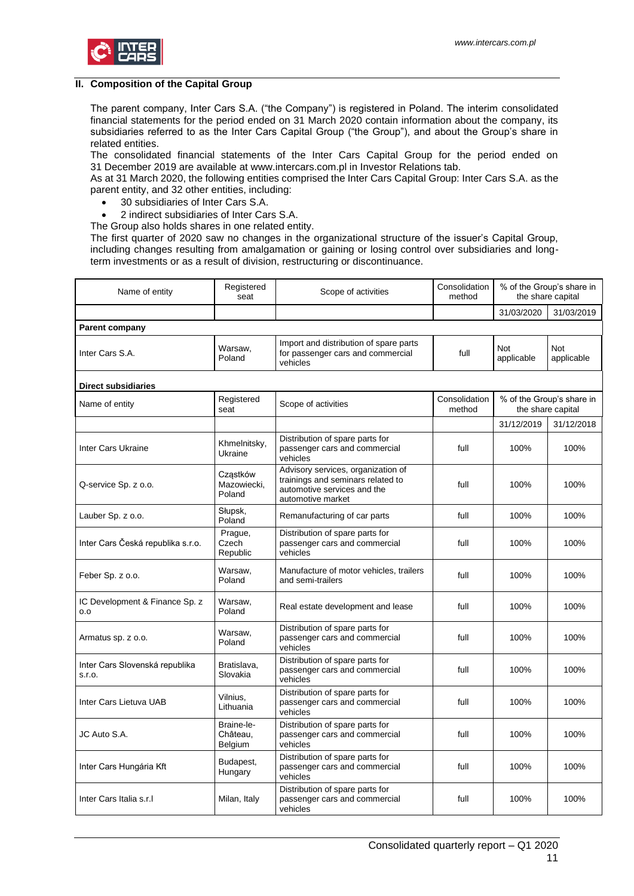## II. Composition of the Capital Group

The parent company, Inter Cars S.A. ("the Company") is registered in Poland. The interim consolidated financial statements for the period ended on 31 March 2020 contain information about the company, its subsidiaries referred to as the Inter Cars Capital Group ("the Group"), and about the Group's share in related entities.

The consolidated financial statements of the Inter Cars Capital Group for the period ended on 31 December 2019 are available at www.intercars.com.pl in Investor Relations tab.

As at 31 March 2020, the following entities comprised the Inter Cars Capital Group: Inter Cars S.A. as the parent entity, and 32 other entities, including:

- 30 subsidiaries of Inter Cars S.A.
- 2 indirect subsidiaries of Inter Cars S.A.

The Group also holds shares in one related entity.

The first quarter of 2020 saw no changes in the organizational structure of the issuer's Capital Group, including changes resulting from amalgamation or gaining or losing control over subsidiaries and long-term investments or as a result of division, restructuring or discontinuance.

| Name of entity | Registered seat | Scope of activities | Consolidation method | % of the Group's share in the share capital | |
|---|---|---|---|---|---|
| | | | | 31/03/2020 | 31/03/2019 |
| **Parent company** | | | | | |
| Inter Cars S.A. | Warsaw, Poland | Import and distribution of spare parts for passenger cars and commercial vehicles | full | Not applicable | Not applicable |
| **Direct subsidiaries** | | | | | |
| Name of entity | Registered seat | Scope of activities | Consolidation method | % of the Group's share in the share capital | |
| | | | | 31/12/2019 | 31/12/2018 |
| Inter Cars Ukraine | Khmelnitsky, Ukraine | Distribution of spare parts for passenger cars and commercial vehicles | full | 100% | 100% |
| Q-service Sp. z o.o. | Cząstków Mazowiecki, Poland | Advisory services, organization of trainings and seminars related to automotive services and the automotive market | full | 100% | 100% |
| Lauber Sp. z o.o. | Słupsk, Poland | Remanufacturing of car parts | full | 100% | 100% |
| Inter Cars Česká republika s.r.o. | Prague, Czech Republic | Distribution of spare parts for passenger cars and commercial vehicles | full | 100% | 100% |
| Feber Sp. z o.o. | Warsaw, Poland | Manufacture of motor vehicles, trailers and semi-trailers | full | 100% | 100% |
| IC Development & Finance Sp. z o.o | Warsaw, Poland | Real estate development and lease | full | 100% | 100% |
| Armatus sp. z o.o. | Warsaw, Poland | Distribution of spare parts for passenger cars and commercial vehicles | full | 100% | 100% |
| Inter Cars Slovenská republika s.r.o. | Bratislava, Slovakia | Distribution of spare parts for passenger cars and commercial vehicles | full | 100% | 100% |
| Inter Cars Lietuva UAB | Vilnius, Lithuania | Distribution of spare parts for passenger cars and commercial vehicles | full | 100% | 100% |
| JC Auto S.A. | Braine-le-Château, Belgium | Distribution of spare parts for passenger cars and commercial vehicles | full | 100% | 100% |
| Inter Cars Hungária Kft | Budapest, Hungary | Distribution of spare parts for passenger cars and commercial vehicles | full | 100% | 100% |
| Inter Cars Italia s.r.l | Milan, Italy | Distribution of spare parts for passenger cars and commercial vehicles | full | 100% | 100% |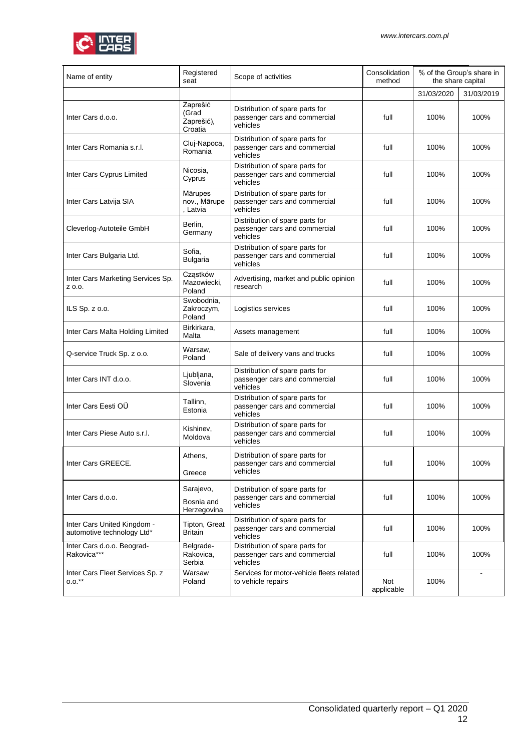| Name of entity | Registered seat | Scope of activities | Consolidation method | % of the Group's share in the share capital | |
|---|---|---|---|---|---|
| | | | | 31/03/2020 | 31/03/2019 |
| Inter Cars d.o.o. | Zaprešić (Grad Zaprešić), Croatia | Distribution of spare parts for passenger cars and commercial vehicles | full | 100% | 100% |
| Inter Cars Romania s.r.l. | Cluj-Napoca, Romania | Distribution of spare parts for passenger cars and commercial vehicles | full | 100% | 100% |
| Inter Cars Cyprus Limited | Nicosia, Cyprus | Distribution of spare parts for passenger cars and commercial vehicles | full | 100% | 100% |
| Inter Cars Latvija SIA | Mārupes nov., Mārupe , Latvia | Distribution of spare parts for passenger cars and commercial vehicles | full | 100% | 100% |
| Cleverlog-Autoteile GmbH | Berlin, Germany | Distribution of spare parts for passenger cars and commercial vehicles | full | 100% | 100% |
| Inter Cars Bulgaria Ltd. | Sofia, Bulgaria | Distribution of spare parts for passenger cars and commercial vehicles | full | 100% | 100% |
| Inter Cars Marketing Services Sp. z o.o. | Cząstków Mazowiecki, Poland | Advertising, market and public opinion research | full | 100% | 100% |
| ILS Sp. z o.o. | Swobodnia, Zakroczym, Poland | Logistics services | full | 100% | 100% |
| Inter Cars Malta Holding Limited | Birkirkara, Malta | Assets management | full | 100% | 100% |
| Q-service Truck Sp. z o.o. | Warsaw, Poland | Sale of delivery vans and trucks | full | 100% | 100% |
| Inter Cars INT d.o.o. | Ljubljana, Slovenia | Distribution of spare parts for passenger cars and commercial vehicles | full | 100% | 100% |
| Inter Cars Eesti OÜ | Tallinn, Estonia | Distribution of spare parts for passenger cars and commercial vehicles | full | 100% | 100% |
| Inter Cars Piese Auto s.r.l. | Kishinev, Moldova | Distribution of spare parts for passenger cars and commercial vehicles | full | 100% | 100% |
| Inter Cars GREECE. | Athens, Greece | Distribution of spare parts for passenger cars and commercial vehicles | full | 100% | 100% |
| Inter Cars d.o.o. | Sarajevo, Bosnia and Herzegovina | Distribution of spare parts for passenger cars and commercial vehicles | full | 100% | 100% |
| Inter Cars United Kingdom - automotive technology Ltd* | Tipton, Great Britain | Distribution of spare parts for passenger cars and commercial vehicles | full | 100% | 100% |
| Inter Cars d.o.o. Beograd-Rakovica*** | Belgrade-Rakovica, Serbia | Distribution of spare parts for passenger cars and commercial vehicles | full | 100% | 100% |
| Inter Cars Fleet Services Sp. z o.o.** | Warsaw Poland | Services for motor-vehicle fleets related to vehicle repairs | Not applicable | 100% | - |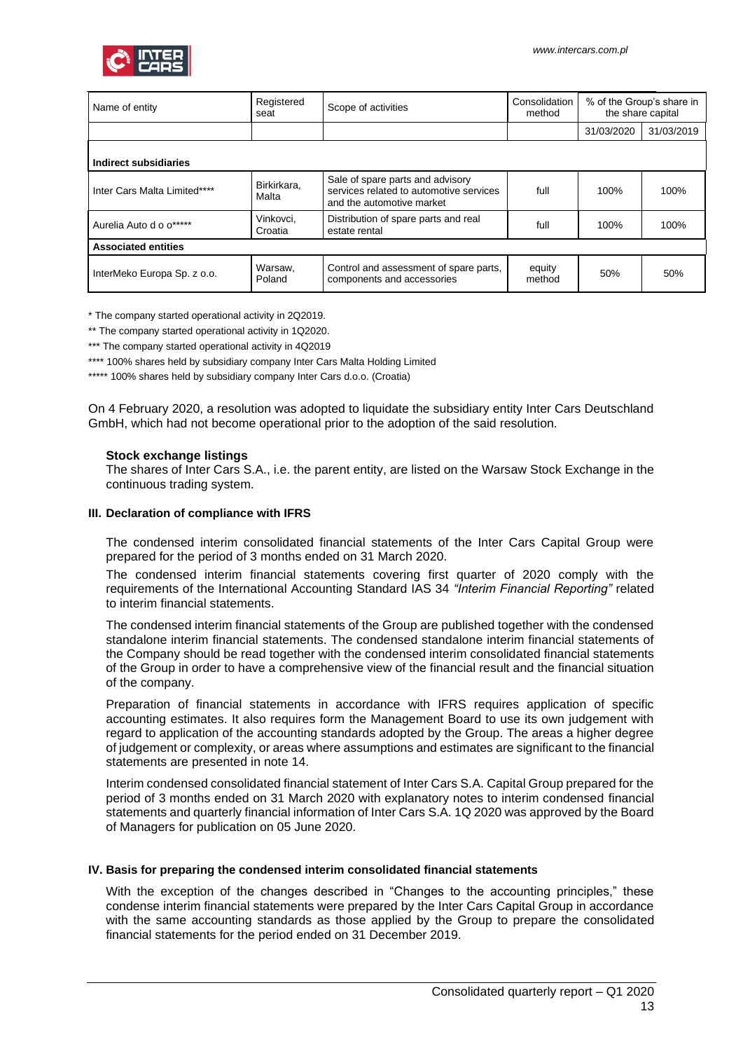| Name of entity | Registered seat | Scope of activities | Consolidation method | % of the Group's share in the share capital | |
|---|---|---|---|---|---|
| | | | | 31/03/2020 | 31/03/2019 |
| **Indirect subsidiaries** | | | | | |
| Inter Cars Malta Limited**** | Birkirkara, Malta | Sale of spare parts and advisory services related to automotive services and the automotive market | full | 100% | 100% |
| Aurelia Auto d o o***** | Vinkovci, Croatia | Distribution of spare parts and real estate rental | full | 100% | 100% |
| **Associated entities** | | | | | |
| InterMeko Europa Sp. z o.o. | Warsaw, Poland | Control and assessment of spare parts, components and accessories | equity method | 50% | 50% |

\* The company started operational activity in 2Q2019.

** The company started operational activity in 1Q2020.

*** The company started operational activity in 4Q2019

**** 100% shares held by subsidiary company Inter Cars Malta Holding Limited

***** 100% shares held by subsidiary company Inter Cars d.o.o. (Croatia)

On 4 February 2020, a resolution was adopted to liquidate the subsidiary entity Inter Cars Deutschland GmbH, which had not become operational prior to the adoption of the said resolution.

**Stock exchange listings**

The shares of Inter Cars S.A., i.e. the parent entity, are listed on the Warsaw Stock Exchange in the continuous trading system.

### III. Declaration of compliance with IFRS

The condensed interim consolidated financial statements of the Inter Cars Capital Group were prepared for the period of 3 months ended on 31 March 2020.

The condensed interim financial statements covering first quarter of 2020 comply with the requirements of the International Accounting Standard IAS 34 *"Interim Financial Reporting"* related to interim financial statements.

The condensed interim financial statements of the Group are published together with the condensed standalone interim financial statements. The condensed standalone interim financial statements of the Company should be read together with the condensed interim consolidated financial statements of the Group in order to have a comprehensive view of the financial result and the financial situation of the company.

Preparation of financial statements in accordance with IFRS requires application of specific accounting estimates. It also requires form the Management Board to use its own judgement with regard to application of the accounting standards adopted by the Group. The areas a higher degree of judgement or complexity, or areas where assumptions and estimates are significant to the financial statements are presented in note 14.

Interim condensed consolidated financial statement of Inter Cars S.A. Capital Group prepared for the period of 3 months ended on 31 March 2020 with explanatory notes to interim condensed financial statements and quarterly financial information of Inter Cars S.A. 1Q 2020 was approved by the Board of Managers for publication on 05 June 2020.

### IV. Basis for preparing the condensed interim consolidated financial statements

With the exception of the changes described in "Changes to the accounting principles," these condense interim financial statements were prepared by the Inter Cars Capital Group in accordance with the same accounting standards as those applied by the Group to prepare the consolidated financial statements for the period ended on 31 December 2019.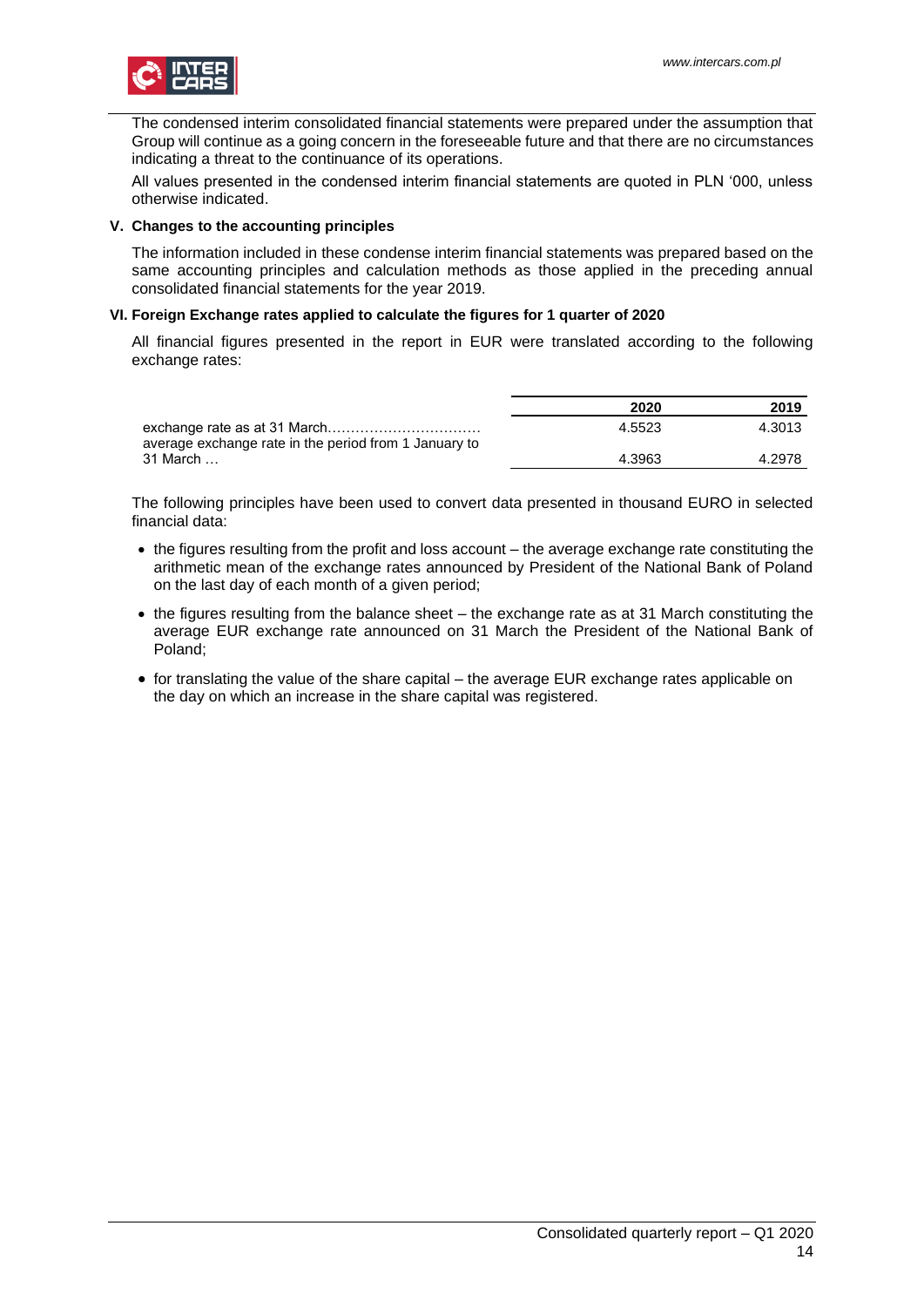The condensed interim consolidated financial statements were prepared under the assumption that Group will continue as a going concern in the foreseeable future and that there are no circumstances indicating a threat to the continuance of its operations.

All values presented in the condensed interim financial statements are quoted in PLN '000, unless otherwise indicated.

## V. Changes to the accounting principles

The information included in these condense interim financial statements was prepared based on the same accounting principles and calculation methods as those applied in the preceding annual consolidated financial statements for the year 2019.

## VI. Foreign Exchange rates applied to calculate the figures for 1 quarter of 2020

All financial figures presented in the report in EUR were translated according to the following exchange rates:

| | 2020 | 2019 |
|---|---|---|
| exchange rate as at 31 March……………………………. | 4.5523 | 4.3013 |
| average exchange rate in the period from 1 January to 31 March … | 4.3963 | 4.2978 |

The following principles have been used to convert data presented in thousand EURO in selected financial data:

- the figures resulting from the profit and loss account – the average exchange rate constituting the arithmetic mean of the exchange rates announced by President of the National Bank of Poland on the last day of each month of a given period;
- the figures resulting from the balance sheet – the exchange rate as at 31 March constituting the average EUR exchange rate announced on 31 March the President of the National Bank of Poland;
- for translating the value of the share capital – the average EUR exchange rates applicable on the day on which an increase in the share capital was registered.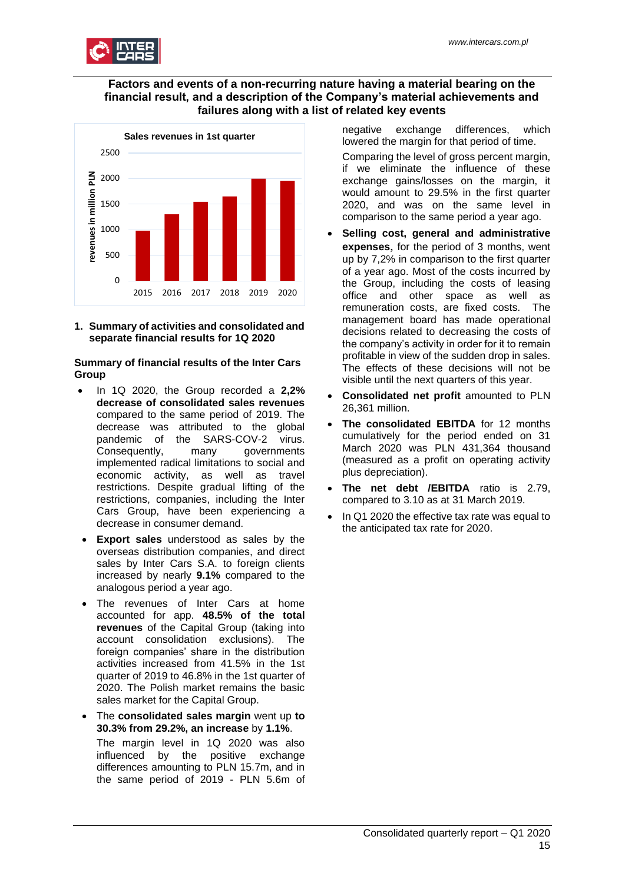## Factors and events of a non-recurring nature having a material bearing on the financial result, and a description of the Company's material achievements and failures along with a list of related key events

### 1. Summary of activities and consolidated and separate financial results for 1Q 2020

#### Summary of financial results of the Inter Cars Group

- In 1Q 2020, the Group recorded a **2,2% decrease of consolidated sales revenues** compared to the same period of 2019. The decrease was attributed to the global pandemic of the SARS-COV-2 virus. Consequently, many governments implemented radical limitations to social and economic activity, as well as travel restrictions. Despite gradual lifting of the restrictions, companies, including the Inter Cars Group, have been experiencing a decrease in consumer demand.
- **Export sales** understood as sales by the overseas distribution companies, and direct sales by Inter Cars S.A. to foreign clients increased by nearly **9.1%** compared to the analogous period a year ago.
- The revenues of Inter Cars at home accounted for app. **48.5% of the total revenues** of the Capital Group (taking into account consolidation exclusions). The foreign companies' share in the distribution activities increased from 41.5% in the 1st quarter of 2019 to 46.8% in the 1st quarter of 2020. The Polish market remains the basic sales market for the Capital Group.
- The **consolidated sales margin** went up **to 30.3% from 29.2%, an increase** by **1.1%**.

  The margin level in 1Q 2020 was also influenced by the positive exchange differences amounting to PLN 15.7m, and in the same period of 2019 - PLN 5.6m of negative exchange differences, which lowered the margin for that period of time.

  Comparing the level of gross percent margin, if we eliminate the influence of these exchange gains/losses on the margin, it would amount to 29.5% in the first quarter 2020, and was on the same level in comparison to the same period a year ago.
- **Selling cost, general and administrative expenses**, for the period of 3 months, went up by 7,2% in comparison to the first quarter of a year ago. Most of the costs incurred by the Group, including the costs of leasing office and other space as well as remuneration costs, are fixed costs. The management board has made operational decisions related to decreasing the costs of the company's activity in order for it to remain profitable in view of the sudden drop in sales. The effects of these decisions will not be visible until the next quarters of this year.
- **Consolidated net profit** amounted to PLN 26,361 million.
- **The consolidated EBITDA** for 12 months cumulatively for the period ended on 31 March 2020 was PLN 431,364 thousand (measured as a profit on operating activity plus depreciation).
- **The net debt /EBITDA** ratio is 2.79, compared to 3.10 as at 31 March 2019.
- In Q1 2020 the effective tax rate was equal to the anticipated tax rate for 2020.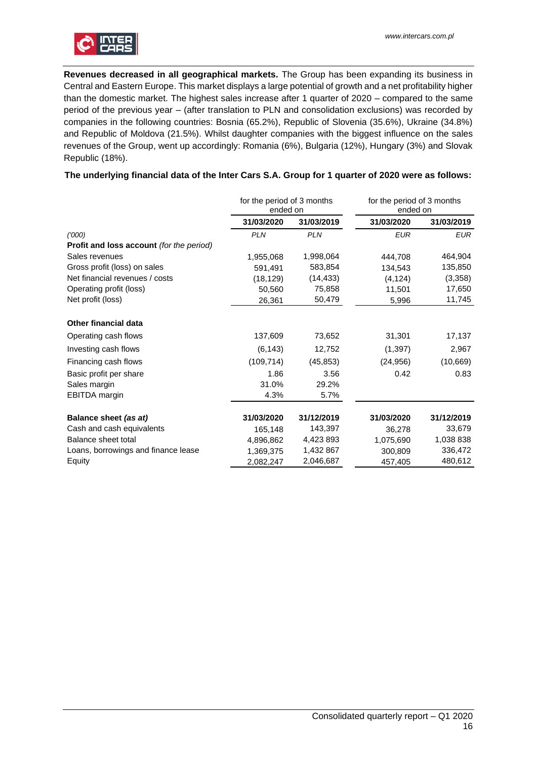**Revenues decreased in all geographical markets.** The Group has been expanding its business in Central and Eastern Europe. This market displays a large potential of growth and a net profitability higher than the domestic market. The highest sales increase after 1 quarter of 2020 – compared to the same period of the previous year – (after translation to PLN and consolidation exclusions) was recorded by companies in the following countries: Bosnia (65.2%), Republic of Slovenia (35.6%), Ukraine (34.8%) and Republic of Moldova (21.5%). Whilst daughter companies with the biggest influence on the sales revenues of the Group, went up accordingly: Romania (6%), Bulgaria (12%), Hungary (3%) and Slovak Republic (18%).

**The underlying financial data of the Inter Cars S.A. Group for 1 quarter of 2020 were as follows:**

| | for the period of 3 months ended on | | for the period of 3 months ended on | |
|---|---|---|---|---|
| | **31/03/2020** | **31/03/2019** | **31/03/2020** | **31/03/2019** |
| *('000)* | *PLN* | *PLN* | *EUR* | *EUR* |
| **Profit and loss account** *(for the period)* | | | | |
| Sales revenues | 1,955,068 | 1,998,064 | 444,708 | 464,904 |
| Gross profit (loss) on sales | 591,491 | 583,854 | 134,543 | 135,850 |
| Net financial revenues / costs | (18,129) | (14,433) | (4,124) | (3,358) |
| Operating profit (loss) | 50,560 | 75,858 | 11,501 | 17,650 |
| Net profit (loss) | 26,361 | 50,479 | 5,996 | 11,745 |
| **Other financial data** | | | | |
| Operating cash flows | 137,609 | 73,652 | 31,301 | 17,137 |
| Investing cash flows | (6,143) | 12,752 | (1,397) | 2,967 |
| Financing cash flows | (109,714) | (45,853) | (24,956) | (10,669) |
| Basic profit per share | 1.86 | 3.56 | 0.42 | 0.83 |
| Sales margin | 31.0% | 29.2% | | |
| EBITDA margin | 4.3% | 5.7% | | |
| **Balance sheet** ***(as at)*** | **31/03/2020** | **31/12/2019** | **31/03/2020** | **31/12/2019** |
| Cash and cash equivalents | 165,148 | 143,397 | 36,278 | 33,679 |
| Balance sheet total | 4,896,862 | 4,423 893 | 1,075,690 | 1,038 838 |
| Loans, borrowings and finance lease | 1,369,375 | 1,432 867 | 300,809 | 336,472 |
| Equity | 2,082,247 | 2,046,687 | 457,405 | 480,612 |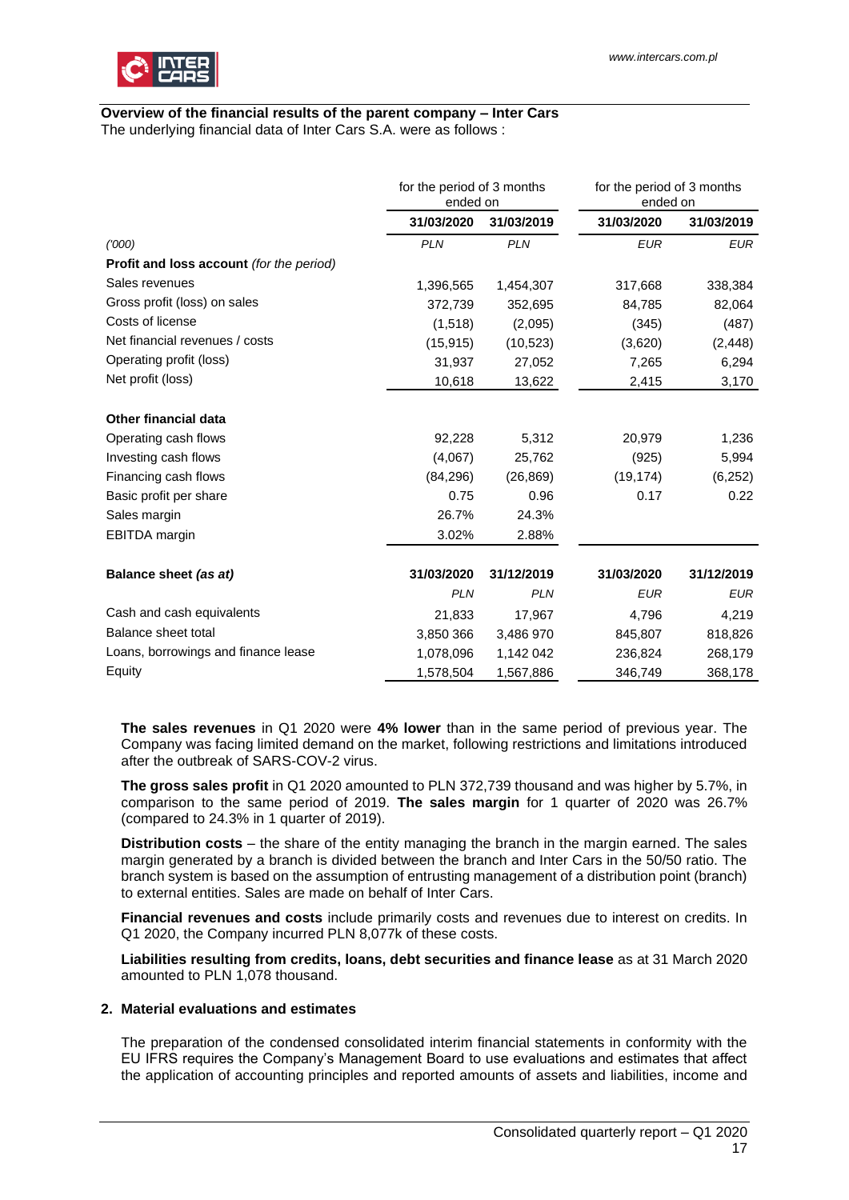**Overview of the financial results of the parent company – Inter Cars**

The underlying financial data of Inter Cars S.A. were as follows :

| | for the period of 3 months ended on | | for the period of 3 months ended on | |
|---|---|---|---|---|
| | **31/03/2020** | **31/03/2019** | **31/03/2020** | **31/03/2019** |
| *('000)* | *PLN* | *PLN* | *EUR* | *EUR* |
| **Profit and loss account** *(for the period)* | | | | |
| Sales revenues | 1,396,565 | 1,454,307 | 317,668 | 338,384 |
| Gross profit (loss) on sales | 372,739 | 352,695 | 84,785 | 82,064 |
| Costs of license | (1,518) | (2,095) | (345) | (487) |
| Net financial revenues / costs | (15,915) | (10,523) | (3,620) | (2,448) |
| Operating profit (loss) | 31,937 | 27,052 | 7,265 | 6,294 |
| Net profit (loss) | 10,618 | 13,622 | 2,415 | 3,170 |
| **Other financial data** | | | | |
| Operating cash flows | 92,228 | 5,312 | 20,979 | 1,236 |
| Investing cash flows | (4,067) | 25,762 | (925) | 5,994 |
| Financing cash flows | (84,296) | (26,869) | (19,174) | (6,252) |
| Basic profit per share | 0.75 | 0.96 | 0.17 | 0.22 |
| Sales margin | 26.7% | 24.3% | | |
| EBITDA margin | 3.02% | 2.88% | | |
| **Balance sheet** ***(as at)*** | **31/03/2020** | **31/12/2019** | **31/03/2020** | **31/12/2019** |
| | *PLN* | *PLN* | *EUR* | *EUR* |
| Cash and cash equivalents | 21,833 | 17,967 | 4,796 | 4,219 |
| Balance sheet total | 3,850 366 | 3,486 970 | 845,807 | 818,826 |
| Loans, borrowings and finance lease | 1,078,096 | 1,142 042 | 236,824 | 268,179 |
| Equity | 1,578,504 | 1,567,886 | 346,749 | 368,178 |

**The sales revenues** in Q1 2020 were **4% lower** than in the same period of previous year. The Company was facing limited demand on the market, following restrictions and limitations introduced after the outbreak of SARS-COV-2 virus.

**The gross sales profit** in Q1 2020 amounted to PLN 372,739 thousand and was higher by 5.7%, in comparison to the same period of 2019. **The sales margin** for 1 quarter of 2020 was 26.7% (compared to 24.3% in 1 quarter of 2019).

**Distribution costs** – the share of the entity managing the branch in the margin earned. The sales margin generated by a branch is divided between the branch and Inter Cars in the 50/50 ratio. The branch system is based on the assumption of entrusting management of a distribution point (branch) to external entities. Sales are made on behalf of Inter Cars.

**Financial revenues and costs** include primarily costs and revenues due to interest on credits. In Q1 2020, the Company incurred PLN 8,077k of these costs.

**Liabilities resulting from credits, loans, debt securities and finance lease** as at 31 March 2020 amounted to PLN 1,078 thousand.

## 2. Material evaluations and estimates

The preparation of the condensed consolidated interim financial statements in conformity with the EU IFRS requires the Company's Management Board to use evaluations and estimates that affect the application of accounting principles and reported amounts of assets and liabilities, income and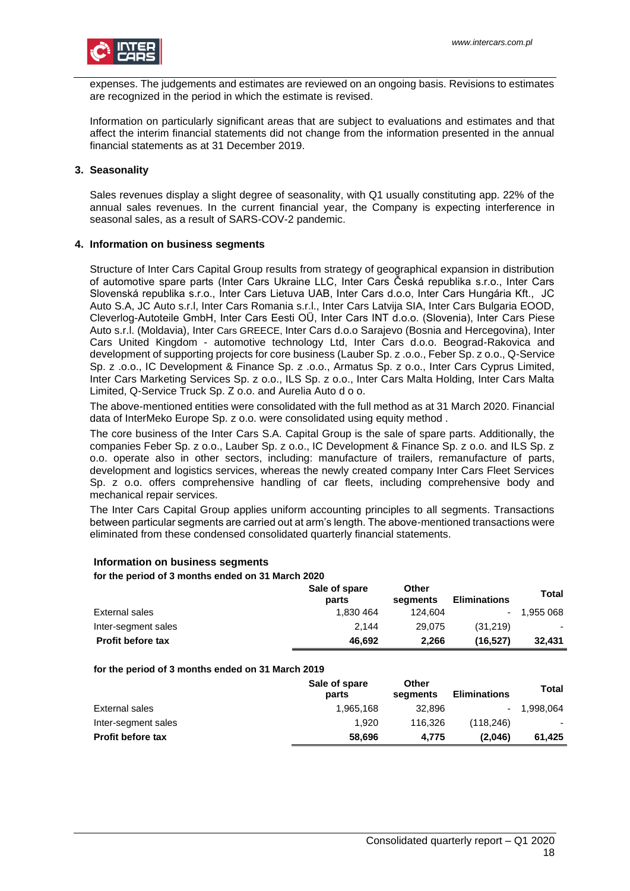expenses. The judgements and estimates are reviewed on an ongoing basis. Revisions to estimates are recognized in the period in which the estimate is revised.

Information on particularly significant areas that are subject to evaluations and estimates and that affect the interim financial statements did not change from the information presented in the annual financial statements as at 31 December 2019.

### 3. Seasonality

Sales revenues display a slight degree of seasonality, with Q1 usually constituting app. 22% of the annual sales revenues. In the current financial year, the Company is expecting interference in seasonal sales, as a result of SARS-COV-2 pandemic.

### 4. Information on business segments

Structure of Inter Cars Capital Group results from strategy of geographical expansion in distribution of automotive spare parts (Inter Cars Ukraine LLC, Inter Cars Česká republika s.r.o., Inter Cars Slovenská republika s.r.o., Inter Cars Lietuva UAB, Inter Cars d.o.o, Inter Cars Hungária Kft., JC Auto S.A, JC Auto s.r.l, Inter Cars Romania s.r.l., Inter Cars Latvija SIA, Inter Cars Bulgaria EOOD, Cleverlog-Autoteile GmbH, Inter Cars Eesti OÜ, Inter Cars INT d.o.o. (Slovenia), Inter Cars Piese Auto s.r.l. (Moldavia), Inter Cars GREECE, Inter Cars d.o.o Sarajevo (Bosnia and Hercegovina), Inter Cars United Kingdom - automotive technology Ltd, Inter Cars d.o.o. Beograd-Rakovica and development of supporting projects for core business (Lauber Sp. z .o.o., Feber Sp. z o.o., Q-Service Sp. z .o.o., IC Development & Finance Sp. z .o.o., Armatus Sp. z o.o., Inter Cars Cyprus Limited, Inter Cars Marketing Services Sp. z o.o., ILS Sp. z o.o., Inter Cars Malta Holding, Inter Cars Malta Limited, Q-Service Truck Sp. Z o.o. and Aurelia Auto d o o.

The above-mentioned entities were consolidated with the full method as at 31 March 2020. Financial data of InterMeko Europe Sp. z o.o. were consolidated using equity method .

The core business of the Inter Cars S.A. Capital Group is the sale of spare parts. Additionally, the companies Feber Sp. z o.o., Lauber Sp. z o.o., IC Development & Finance Sp. z o.o. and ILS Sp. z o.o. operate also in other sectors, including: manufacture of trailers, remanufacture of parts, development and logistics services, whereas the newly created company Inter Cars Fleet Services Sp. z o.o. offers comprehensive handling of car fleets, including comprehensive body and mechanical repair services.

The Inter Cars Capital Group applies uniform accounting principles to all segments. Transactions between particular segments are carried out at arm's length. The above-mentioned transactions were eliminated from these condensed consolidated quarterly financial statements.

**Information on business segments**

**for the period of 3 months ended on 31 March 2020**

| | Sale of spare parts | Other segments | Eliminations | Total |
|---|---|---|---|---|
| External sales | 1,830 464 | 124,604 | - | 1,955 068 |
| Inter-segment sales | 2,144 | 29,075 | (31,219) | - |
| **Profit before tax** | **46,692** | **2,266** | **(16,527)** | **32,431** |

**for the period of 3 months ended on 31 March 2019**

| | Sale of spare parts | Other segments | Eliminations | Total |
|---|---|---|---|---|
| External sales | 1,965,168 | 32,896 | - | 1,998,064 |
| Inter-segment sales | 1,920 | 116,326 | (118,246) | - |
| **Profit before tax** | **58,696** | **4,775** | **(2,046)** | **61,425** |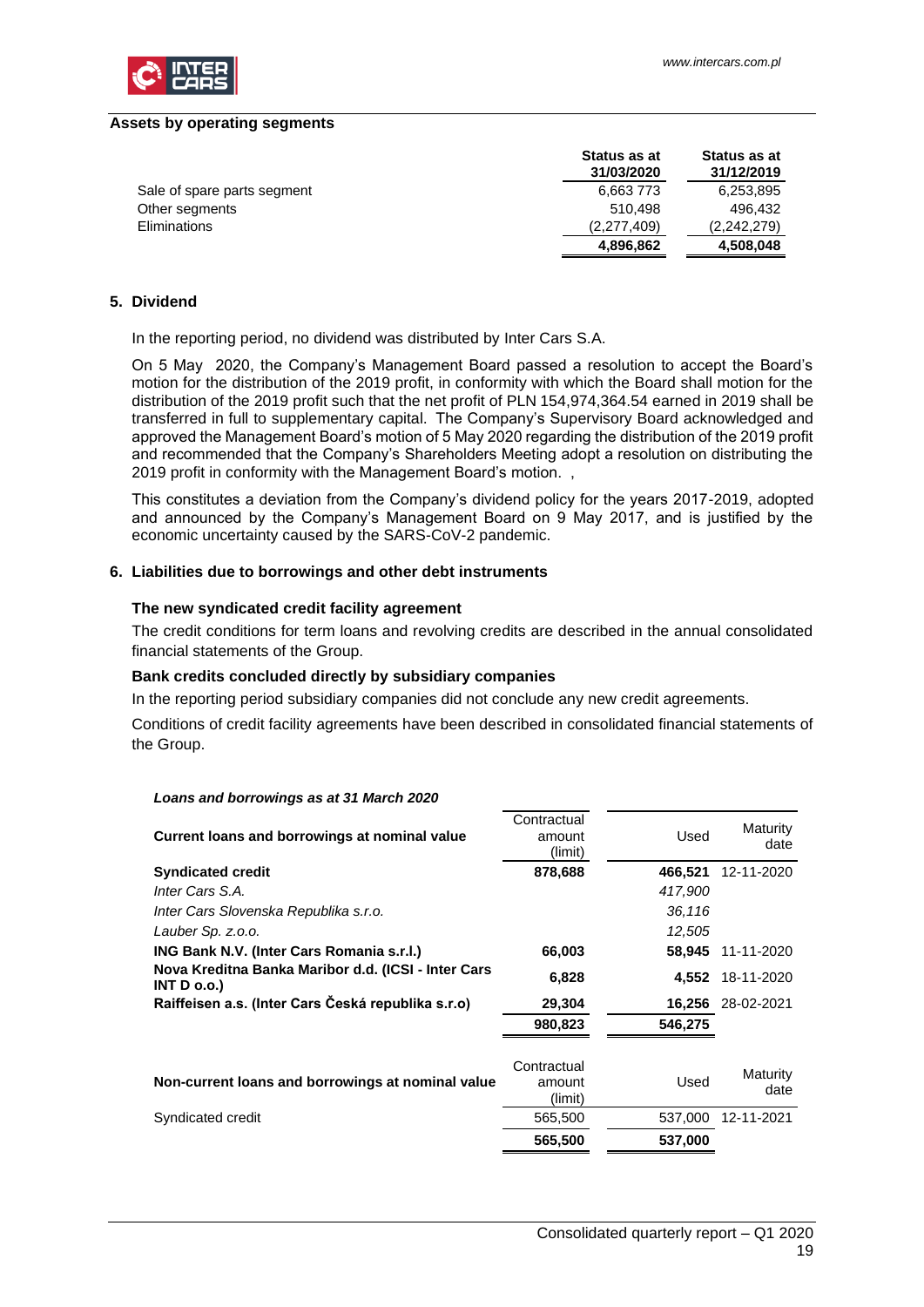**Assets by operating segments**

| | Status as at 31/03/2020 | Status as at 31/12/2019 |
|---|---|---|
| Sale of spare parts segment | 6,663 773 | 6,253,895 |
| Other segments | 510,498 | 496,432 |
| Eliminations | (2,277,409) | (2,242,279) |
| | **4,896,862** | **4,508,048** |

## 5. Dividend

In the reporting period, no dividend was distributed by Inter Cars S.A.

On 5 May 2020, the Company's Management Board passed a resolution to accept the Board's motion for the distribution of the 2019 profit, in conformity with which the Board shall motion for the distribution of the 2019 profit such that the net profit of PLN 154,974,364.54 earned in 2019 shall be transferred in full to supplementary capital. The Company's Supervisory Board acknowledged and approved the Management Board's motion of 5 May 2020 regarding the distribution of the 2019 profit and recommended that the Company's Shareholders Meeting adopt a resolution on distributing the 2019 profit in conformity with the Management Board's motion. ,

This constitutes a deviation from the Company's dividend policy for the years 2017-2019, adopted and announced by the Company's Management Board on 9 May 2017, and is justified by the economic uncertainty caused by the SARS-CoV-2 pandemic.

## 6. Liabilities due to borrowings and other debt instruments

### The new syndicated credit facility agreement

The credit conditions for term loans and revolving credits are described in the annual consolidated financial statements of the Group.

### Bank credits concluded directly by subsidiary companies

In the reporting period subsidiary companies did not conclude any new credit agreements.

Conditions of credit facility agreements have been described in consolidated financial statements of the Group.

*Loans and borrowings as at 31 March 2020*

| Current loans and borrowings at nominal value | Contractual amount (limit) | Used | Maturity date |
|---|---|---|---|
| **Syndicated credit** | **878,688** | **466,521** | 12-11-2020 |
| *Inter Cars S.A.* | | *417,900* | |
| *Inter Cars Slovenska Republika s.r.o.* | | *36,116* | |
| *Lauber Sp. z.o.o.* | | *12,505* | |
| **ING Bank N.V. (Inter Cars Romania s.r.l.)** | **66,003** | **58,945** | 11-11-2020 |
| **Nova Kreditna Banka Maribor d.d. (ICSI - Inter Cars INT D o.o.)** | **6,828** | **4,552** | 18-11-2020 |
| **Raiffeisen a.s. (Inter Cars Česká republika s.r.o)** | **29,304** | **16,256** | 28-02-2021 |
| | **980,823** | **546,275** | |

| Non-current loans and borrowings at nominal value | Contractual amount (limit) | Used | Maturity date |
|---|---|---|---|
| Syndicated credit | 565,500 | 537,000 | 12-11-2021 |
| | **565,500** | **537,000** | |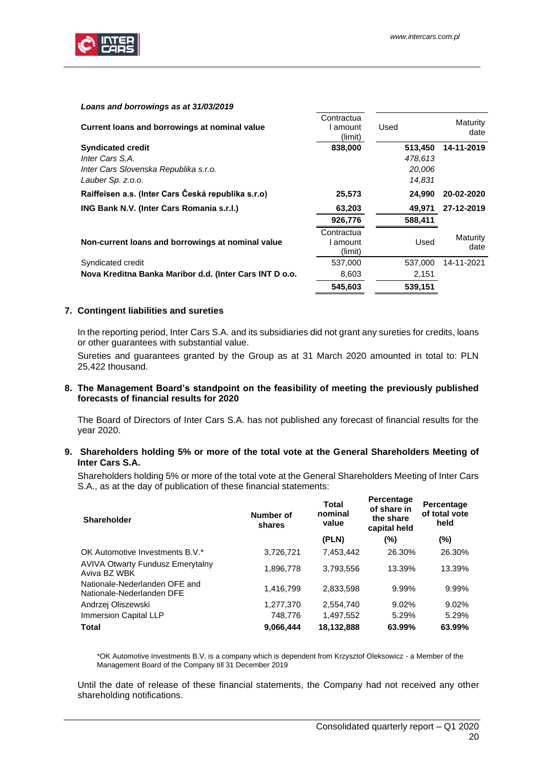***Loans and borrowings as at 31/03/2019***

| Current loans and borrowings at nominal value | Contractual amount (limit) | Used | Maturity date |
|---|---|---|---|
| **Syndicated credit** | **838,000** | **513,450** | **14-11-2019** |
| *Inter Cars S.A.* | | *478,613* | |
| *Inter Cars Slovenska Republika s.r.o.* | | *20,006* | |
| *Lauber Sp. z.o.o.* | | *14,831* | |
| **Raiffeisen a.s. (Inter Cars Česká republika s.r.o)** | **25,573** | **24,990** | **20-02-2020** |
| **ING Bank N.V. (Inter Cars Romania s.r.l.)** | **63,203** | **49,971** | **27-12-2019** |
| | **926,776** | **588,411** | |

| Non-current loans and borrowings at nominal value | Contractual amount (limit) | Used | Maturity date |
|---|---|---|---|
| Syndicated credit | 537,000 | 537,000 | 14-11-2021 |
| **Nova Kreditna Banka Maribor d.d. (Inter Cars INT D o.o.** | 8,603 | 2,151 | |
| | **545,603** | **539,151** | |

## 7. Contingent liabilities and sureties

In the reporting period, Inter Cars S.A. and its subsidiaries did not grant any sureties for credits, loans or other guarantees with substantial value.

Sureties and guarantees granted by the Group as at 31 March 2020 amounted in total to: PLN 25,422 thousand.

## 8. The Management Board's standpoint on the feasibility of meeting the previously published forecasts of financial results for 2020

The Board of Directors of Inter Cars S.A. has not published any forecast of financial results for the year 2020.

## 9. Shareholders holding 5% or more of the total vote at the General Shareholders Meeting of Inter Cars S.A.

Shareholders holding 5% or more of the total vote at the General Shareholders Meeting of Inter Cars S.A., as at the day of publication of these financial statements:

| Shareholder | Number of shares | Total nominal value | Percentage of share in the share capital held | Percentage of total vote held |
|---|---|---|---|---|
| | | **(PLN)** | **(%)** | **(%)** |
| OK Automotive Investments B.V.* | 3,726,721 | 7,453,442 | 26.30% | 26.30% |
| AVIVA Otwarty Fundusz Emerytalny Aviva BZ WBK | 1,896,778 | 3,793,556 | 13.39% | 13.39% |
| Nationale-Nederlanden OFE and Nationale-Nederlanden DFE | 1,416,799 | 2,833,598 | 9.99% | 9.99% |
| Andrzej Oliszewski | 1,277,370 | 2,554,740 | 9.02% | 9.02% |
| Immersion Capital LLP | 748,776 | 1,497,552 | 5.29% | 5.29% |
| **Total** | **9,066,444** | **18,132,888** | **63.99%** | **63.99%** |

*OK Automotive Investments B.V. is a company which is dependent from Krzysztof Oleksowicz - a Member of the Management Board of the Company till 31 December 2019

Until the date of release of these financial statements, the Company had not received any other shareholding notifications.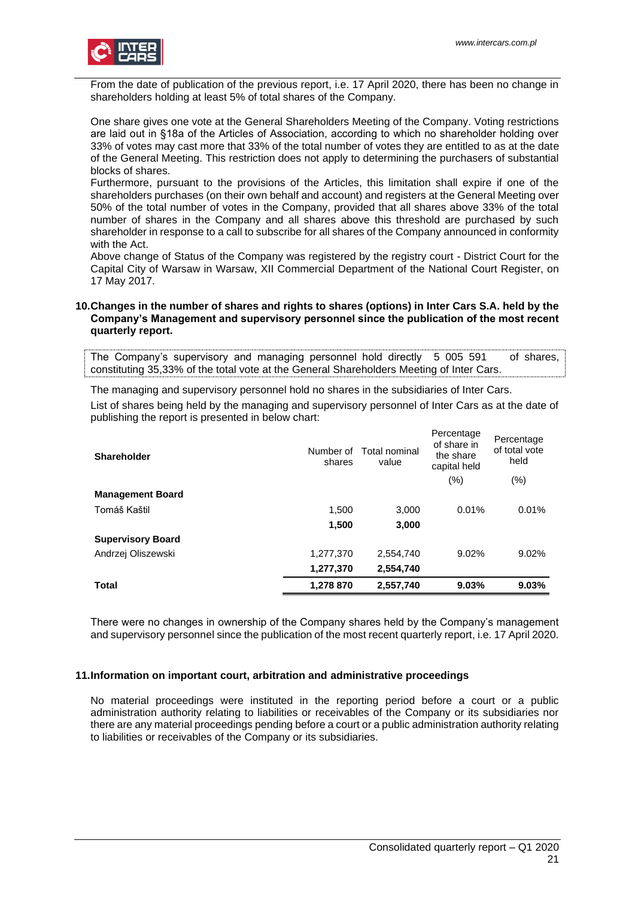From the date of publication of the previous report, i.e. 17 April 2020, there has been no change in shareholders holding at least 5% of total shares of the Company.

One share gives one vote at the General Shareholders Meeting of the Company. Voting restrictions are laid out in §18a of the Articles of Association, according to which no shareholder holding over 33% of votes may cast more that 33% of the total number of votes they are entitled to as at the date of the General Meeting. This restriction does not apply to determining the purchasers of substantial blocks of shares.

Furthermore, pursuant to the provisions of the Articles, this limitation shall expire if one of the shareholders purchases (on their own behalf and account) and registers at the General Meeting over 50% of the total number of votes in the Company, provided that all shares above 33% of the total number of shares in the Company and all shares above this threshold are purchased by such shareholder in response to a call to subscribe for all shares of the Company announced in conformity with the Act.

Above change of Status of the Company was registered by the registry court - District Court for the Capital City of Warsaw in Warsaw, XII Commercial Department of the National Court Register, on 17 May 2017.

## 10. Changes in the number of shares and rights to shares (options) in Inter Cars S.A. held by the Company's Management and supervisory personnel since the publication of the most recent quarterly report.

The Company's supervisory and managing personnel hold directly 5 005 591 of shares, constituting 35,33% of the total vote at the General Shareholders Meeting of Inter Cars.

The managing and supervisory personnel hold no shares in the subsidiaries of Inter Cars.

List of shares being held by the managing and supervisory personnel of Inter Cars as at the date of publishing the report is presented in below chart:

| Shareholder | Number of shares | Total nominal value | Percentage of share in the share capital held (%) | Percentage of total vote held (%) |
|---|---|---|---|---|
| **Management Board** | | | | |
| Tomáš Kaštil | 1,500 | 3,000 | 0.01% | 0.01% |
| | **1,500** | **3,000** | | |
| **Supervisory Board** | | | | |
| Andrzej Oliszewski | 1,277,370 | 2,554,740 | 9.02% | 9.02% |
| | **1,277,370** | **2,554,740** | | |
| **Total** | **1,278 870** | **2,557,740** | **9.03%** | **9.03%** |

There were no changes in ownership of the Company shares held by the Company's management and supervisory personnel since the publication of the most recent quarterly report, i.e. 17 April 2020.

## 11. Information on important court, arbitration and administrative proceedings

No material proceedings were instituted in the reporting period before a court or a public administration authority relating to liabilities or receivables of the Company or its subsidiaries nor there are any material proceedings pending before a court or a public administration authority relating to liabilities or receivables of the Company or its subsidiaries.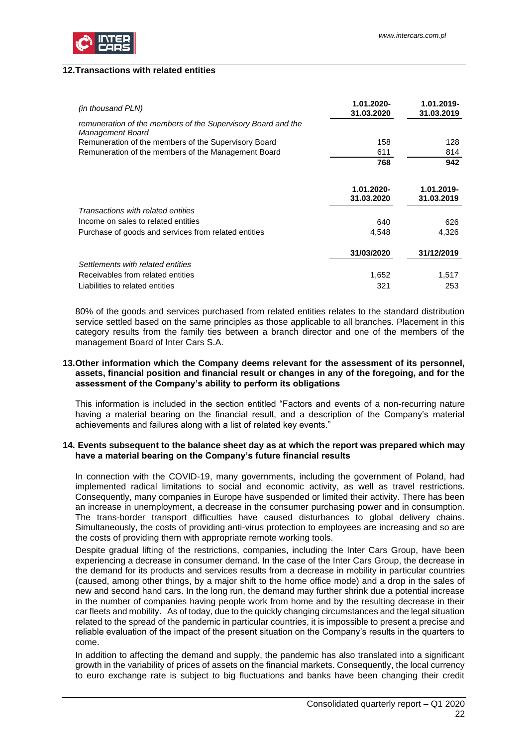## 12. Transactions with related entities

| *(in thousand PLN)* | 1.01.2020-31.03.2020 | 1.01.2019-31.03.2019 |
|---|---|---|
| *remuneration of the members of the Supervisory Board and the Management Board* | | |
| Remuneration of the members of the Supervisory Board | 158 | 128 |
| Remuneration of the members of the Management Board | 611 | 814 |
| | **768** | **942** |

| | 1.01.2020-31.03.2020 | 1.01.2019-31.03.2019 |
|---|---|---|
| *Transactions with related entities* | | |
| Income on sales to related entities | 640 | 626 |
| Purchase of goods and services from related entities | 4,548 | 4,326 |

| | 31/03/2020 | 31/12/2019 |
|---|---|---|
| *Settlements with related entities* | | |
| Receivables from related entities | 1,652 | 1,517 |
| Liabilities to related entities | 321 | 253 |

80% of the goods and services purchased from related entities relates to the standard distribution service settled based on the same principles as those applicable to all branches. Placement in this category results from the family ties between a branch director and one of the members of the management Board of Inter Cars S.A.

## 13. Other information which the Company deems relevant for the assessment of its personnel, assets, financial position and financial result or changes in any of the foregoing, and for the assessment of the Company's ability to perform its obligations

This information is included in the section entitled "Factors and events of a non-recurring nature having a material bearing on the financial result, and a description of the Company's material achievements and failures along with a list of related key events."

## 14. Events subsequent to the balance sheet day as at which the report was prepared which may have a material bearing on the Company's future financial results

In connection with the COVID-19, many governments, including the government of Poland, had implemented radical limitations to social and economic activity, as well as travel restrictions. Consequently, many companies in Europe have suspended or limited their activity. There has been an increase in unemployment, a decrease in the consumer purchasing power and in consumption. The trans-border transport difficulties have caused disturbances to global delivery chains. Simultaneously, the costs of providing anti-virus protection to employees are increasing and so are the costs of providing them with appropriate remote working tools.

Despite gradual lifting of the restrictions, companies, including the Inter Cars Group, have been experiencing a decrease in consumer demand. In the case of the Inter Cars Group, the decrease in the demand for its products and services results from a decrease in mobility in particular countries (caused, among other things, by a major shift to the home office mode) and a drop in the sales of new and second hand cars. In the long run, the demand may further shrink due a potential increase in the number of companies having people work from home and by the resulting decrease in their car fleets and mobility. As of today, due to the quickly changing circumstances and the legal situation related to the spread of the pandemic in particular countries, it is impossible to present a precise and reliable evaluation of the impact of the present situation on the Company's results in the quarters to come.

In addition to affecting the demand and supply, the pandemic has also translated into a significant growth in the variability of prices of assets on the financial markets. Consequently, the local currency to euro exchange rate is subject to big fluctuations and banks have been changing their credit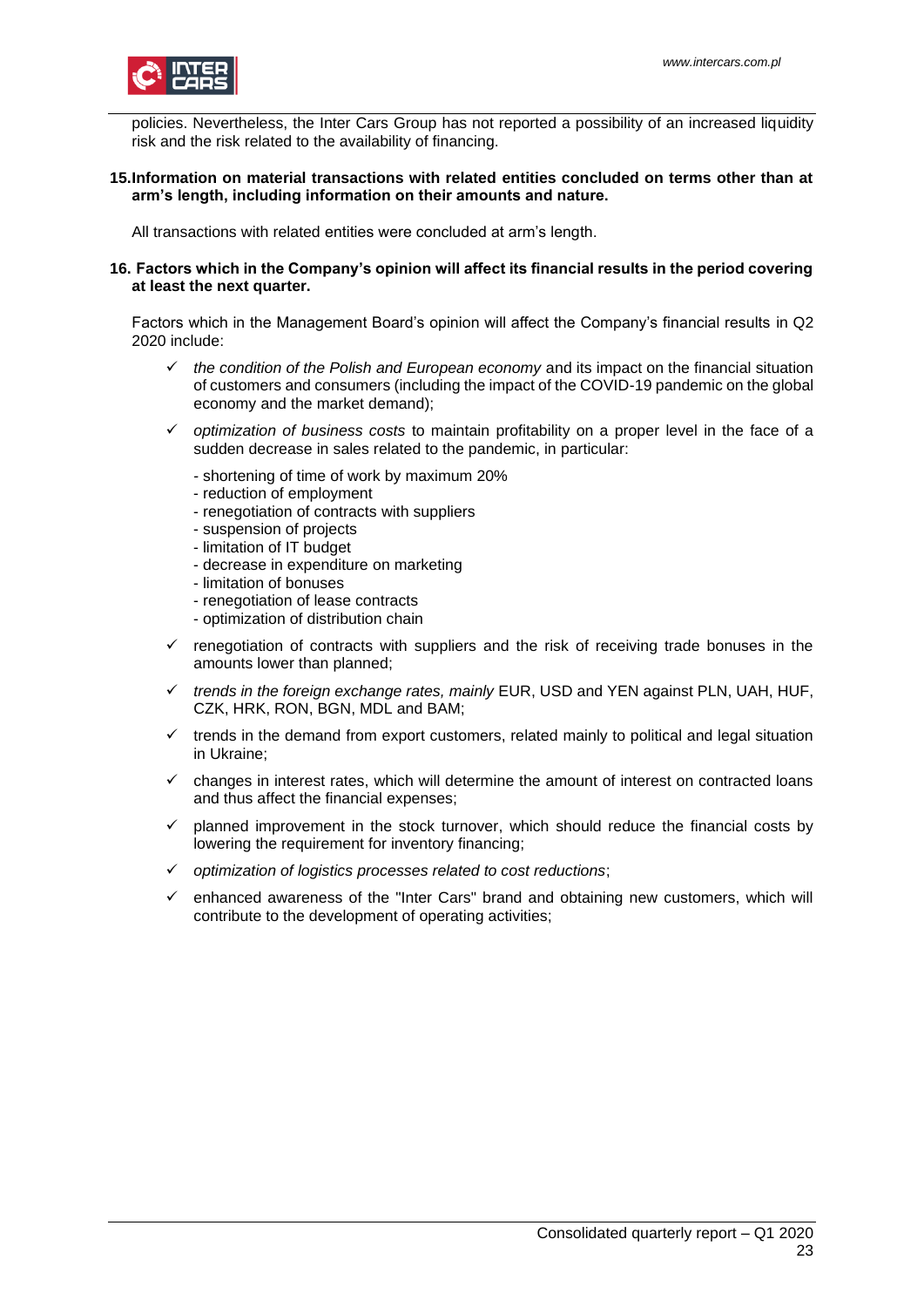policies. Nevertheless, the Inter Cars Group has not reported a possibility of an increased liquidity risk and the risk related to the availability of financing.

## 15. Information on material transactions with related entities concluded on terms other than at arm's length, including information on their amounts and nature.

All transactions with related entities were concluded at arm's length.

## 16. Factors which in the Company's opinion will affect its financial results in the period covering at least the next quarter.

Factors which in the Management Board's opinion will affect the Company's financial results in Q2 2020 include:

- ✓ *the condition of the Polish and European economy* and its impact on the financial situation of customers and consumers (including the impact of the COVID-19 pandemic on the global economy and the market demand);
- ✓ *optimization of business costs* to maintain profitability on a proper level in the face of a sudden decrease in sales related to the pandemic, in particular:
  - shortening of time of work by maximum 20%
  - reduction of employment
  - renegotiation of contracts with suppliers
  - suspension of projects
  - limitation of IT budget
  - decrease in expenditure on marketing
  - limitation of bonuses
  - renegotiation of lease contracts
  - optimization of distribution chain
- ✓ renegotiation of contracts with suppliers and the risk of receiving trade bonuses in the amounts lower than planned;
- ✓ *trends in the foreign exchange rates, mainly* EUR, USD and YEN against PLN, UAH, HUF, CZK, HRK, RON, BGN, MDL and BAM;
- ✓ trends in the demand from export customers, related mainly to political and legal situation in Ukraine;
- ✓ changes in interest rates, which will determine the amount of interest on contracted loans and thus affect the financial expenses;
- ✓ planned improvement in the stock turnover, which should reduce the financial costs by lowering the requirement for inventory financing;
- ✓ *optimization of logistics processes related to cost reductions*;
- ✓ enhanced awareness of the "Inter Cars" brand and obtaining new customers, which will contribute to the development of operating activities;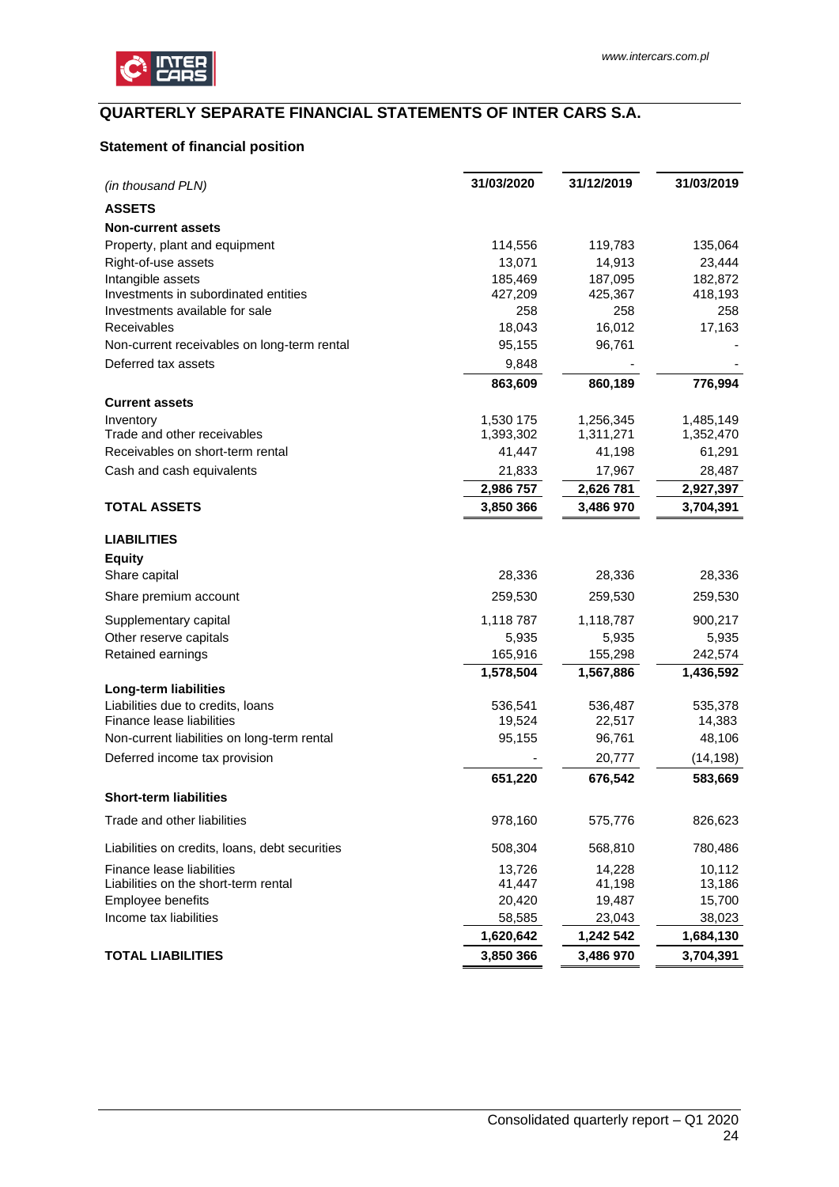## QUARTERLY SEPARATE FINANCIAL STATEMENTS OF INTER CARS S.A.

### Statement of financial position

| *(in thousand PLN)* | 31/03/2020 | 31/12/2019 | 31/03/2019 |
|---|---|---|---|
| **ASSETS** | | | |
| **Non-current assets** | | | |
| Property, plant and equipment | 114,556 | 119,783 | 135,064 |
| Right-of-use assets | 13,071 | 14,913 | 23,444 |
| Intangible assets | 185,469 | 187,095 | 182,872 |
| Investments in subordinated entities | 427,209 | 425,367 | 418,193 |
| Investments available for sale | 258 | 258 | 258 |
| Receivables | 18,043 | 16,012 | 17,163 |
| Non-current receivables on long-term rental | 95,155 | 96,761 | - |
| Deferred tax assets | 9,848 | - | - |
| | **863,609** | **860,189** | **776,994** |
| **Current assets** | | | |
| Inventory | 1,530 175 | 1,256,345 | 1,485,149 |
| Trade and other receivables | 1,393,302 | 1,311,271 | 1,352,470 |
| Receivables on short-term rental | 41,447 | 41,198 | 61,291 |
| Cash and cash equivalents | 21,833 | 17,967 | 28,487 |
| | **2,986 757** | **2,626 781** | **2,927,397** |
| **TOTAL ASSETS** | **3,850 366** | **3,486 970** | **3,704,391** |
| **LIABILITIES** | | | |
| **Equity** | | | |
| Share capital | 28,336 | 28,336 | 28,336 |
| Share premium account | 259,530 | 259,530 | 259,530 |
| Supplementary capital | 1,118 787 | 1,118,787 | 900,217 |
| Other reserve capitals | 5,935 | 5,935 | 5,935 |
| Retained earnings | 165,916 | 155,298 | 242,574 |
| | **1,578,504** | **1,567,886** | **1,436,592** |
| **Long-term liabilities** | | | |
| Liabilities due to credits, loans | 536,541 | 536,487 | 535,378 |
| Finance lease liabilities | 19,524 | 22,517 | 14,383 |
| Non-current liabilities on long-term rental | 95,155 | 96,761 | 48,106 |
| Deferred income tax provision | - | 20,777 | (14,198) |
| | **651,220** | **676,542** | **583,669** |
| **Short-term liabilities** | | | |
| Trade and other liabilities | 978,160 | 575,776 | 826,623 |
| Liabilities on credits, loans, debt securities | 508,304 | 568,810 | 780,486 |
| Finance lease liabilities | 13,726 | 14,228 | 10,112 |
| Liabilities on the short-term rental | 41,447 | 41,198 | 13,186 |
| Employee benefits | 20,420 | 19,487 | 15,700 |
| Income tax liabilities | 58,585 | 23,043 | 38,023 |
| | **1,620,642** | **1,242 542** | **1,684,130** |
| **TOTAL LIABILITIES** | **3,850 366** | **3,486 970** | **3,704,391** |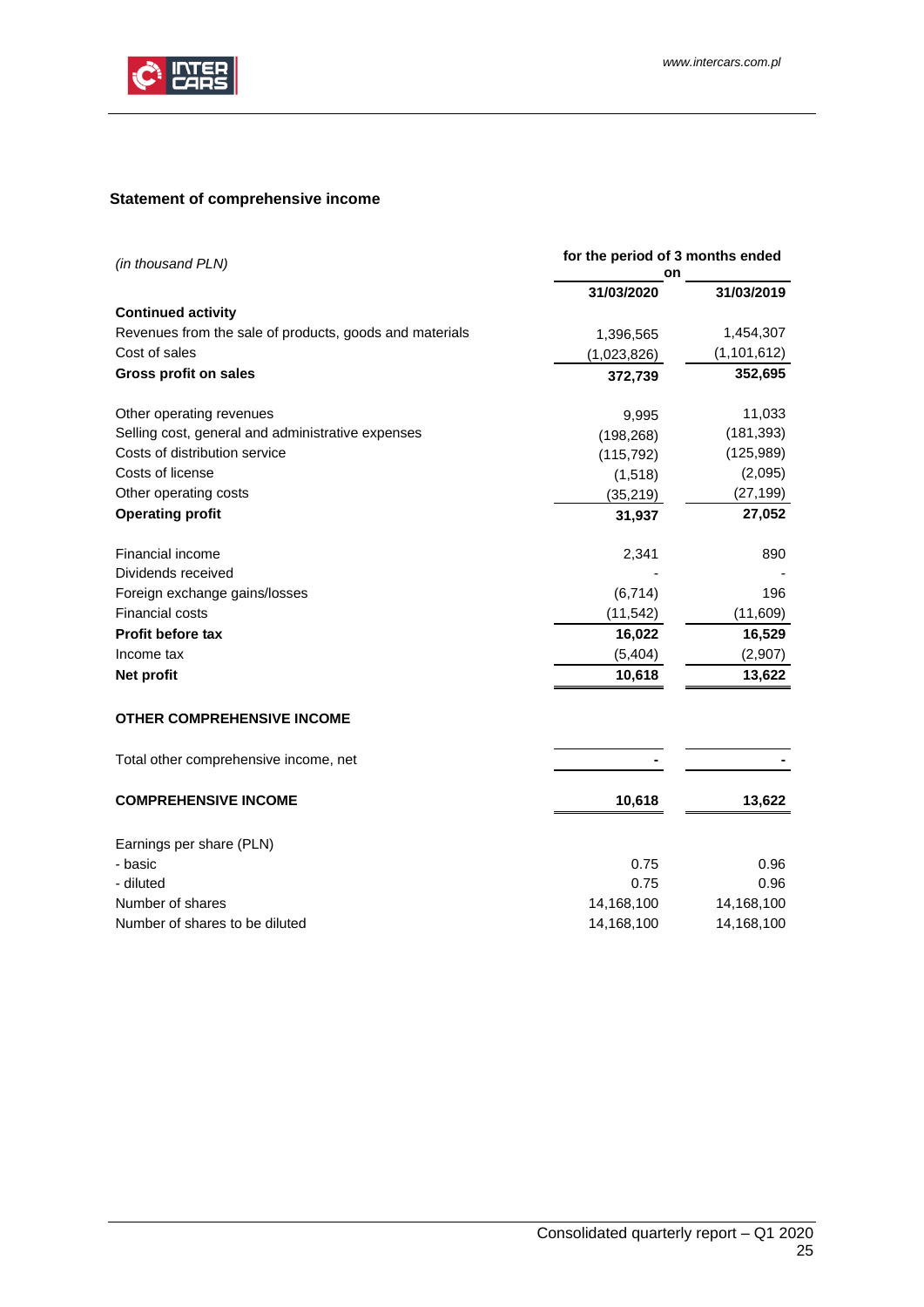## Statement of comprehensive income

| *(in thousand PLN)* | for the period of 3 months ended on | |
|---|---|---|
| | **31/03/2020** | **31/03/2019** |
| **Continued activity** | | |
| Revenues from the sale of products, goods and materials | 1,396,565 | 1,454,307 |
| Cost of sales | (1,023,826) | (1,101,612) |
| **Gross profit on sales** | **372,739** | **352,695** |
| | | |
| Other operating revenues | 9,995 | 11,033 |
| Selling cost, general and administrative expenses | (198,268) | (181,393) |
| Costs of distribution service | (115,792) | (125,989) |
| Costs of license | (1,518) | (2,095) |
| Other operating costs | (35,219) | (27,199) |
| **Operating profit** | **31,937** | **27,052** |
| | | |
| Financial income | 2,341 | 890 |
| Dividends received | - | - |
| Foreign exchange gains/losses | (6,714) | 196 |
| Financial costs | (11,542) | (11,609) |
| **Profit before tax** | **16,022** | **16,529** |
| Income tax | (5,404) | (2,907) |
| **Net profit** | **10,618** | **13,622** |
| | | |
| **OTHER COMPREHENSIVE INCOME** | | |
| | | |
| Total other comprehensive income, net | **-** | **-** |
| | | |
| **COMPREHENSIVE INCOME** | **10,618** | **13,622** |
| | | |
| Earnings per share (PLN) | | |
| - basic | 0.75 | 0.96 |
| - diluted | 0.75 | 0.96 |
| Number of shares | 14,168,100 | 14,168,100 |
| Number of shares to be diluted | 14,168,100 | 14,168,100 |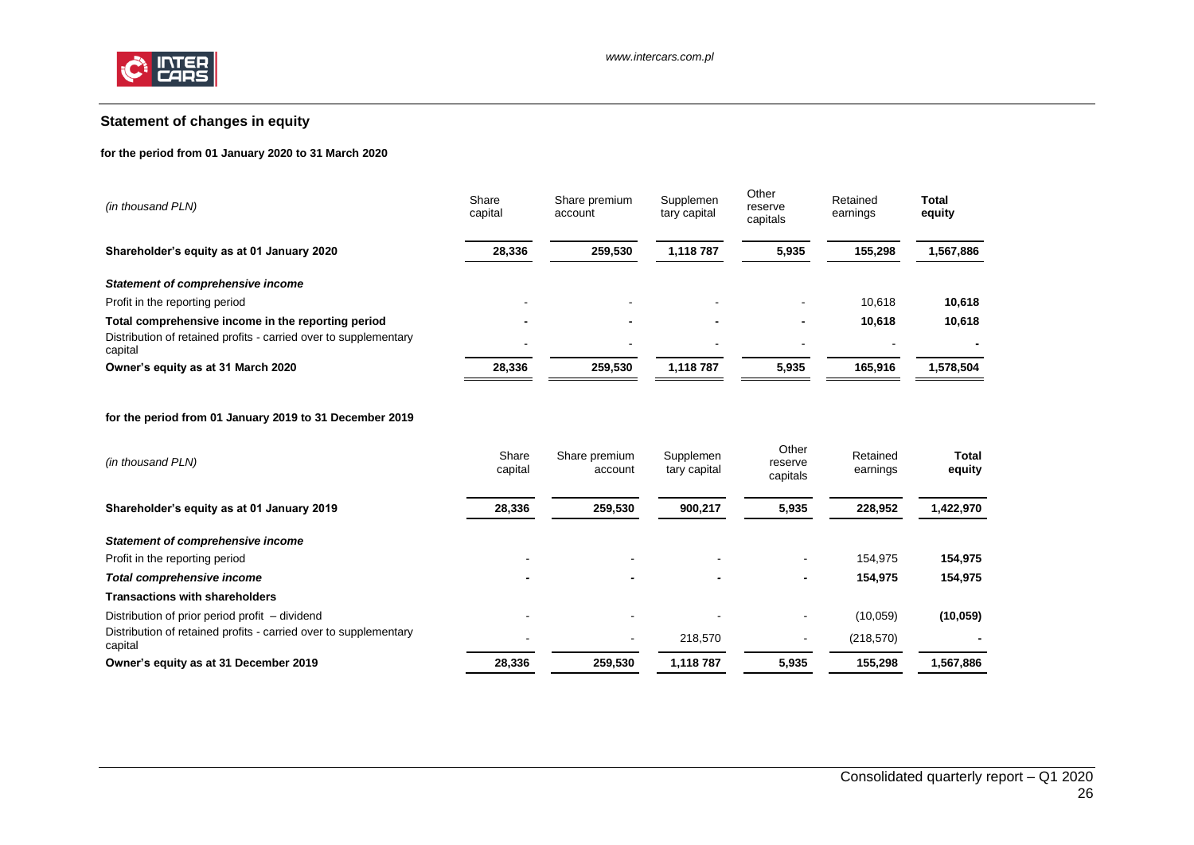## Statement of changes in equity

**for the period from 01 January 2020 to 31 March 2020**

| *(in thousand PLN)* | Share capital | Share premium account | Supplementary capital | Other reserve capitals | Retained earnings | **Total equity** |
|---|---|---|---|---|---|---|
| **Shareholder's equity as at 01 January 2020** | **28,336** | **259,530** | **1,118 787** | **5,935** | **155,298** | **1,567,886** |
| ***Statement of comprehensive income*** | | | | | | |
| Profit in the reporting period | - | - | - | - | 10,618 | **10,618** |
| **Total comprehensive income in the reporting period** | **-** | **-** | **-** | **-** | **10,618** | **10,618** |
| Distribution of retained profits - carried over to supplementary capital | - | - | - | - | - | **-** |
| **Owner's equity as at 31 March 2020** | **28,336** | **259,530** | **1,118 787** | **5,935** | **165,916** | **1,578,504** |

**for the period from 01 January 2019 to 31 December 2019**

| *(in thousand PLN)* | Share capital | Share premium account | Supplementary capital | Other reserve capitals | Retained earnings | **Total equity** |
|---|---|---|---|---|---|---|
| **Shareholder's equity as at 01 January 2019** | **28,336** | **259,530** | **900,217** | **5,935** | **228,952** | **1,422,970** |
| ***Statement of comprehensive income*** | | | | | | |
| Profit in the reporting period | - | - | - | - | 154,975 | **154,975** |
| ***Total comprehensive income*** | **-** | **-** | **-** | **-** | **154,975** | **154,975** |
| **Transactions with shareholders** | | | | | | |
| Distribution of prior period profit – dividend | - | - | - | - | (10,059) | **(10,059)** |
| Distribution of retained profits - carried over to supplementary capital | - | - | 218,570 | - | (218,570) | **-** |
| **Owner's equity as at 31 December 2019** | **28,336** | **259,530** | **1,118 787** | **5,935** | **155,298** | **1,567,886** |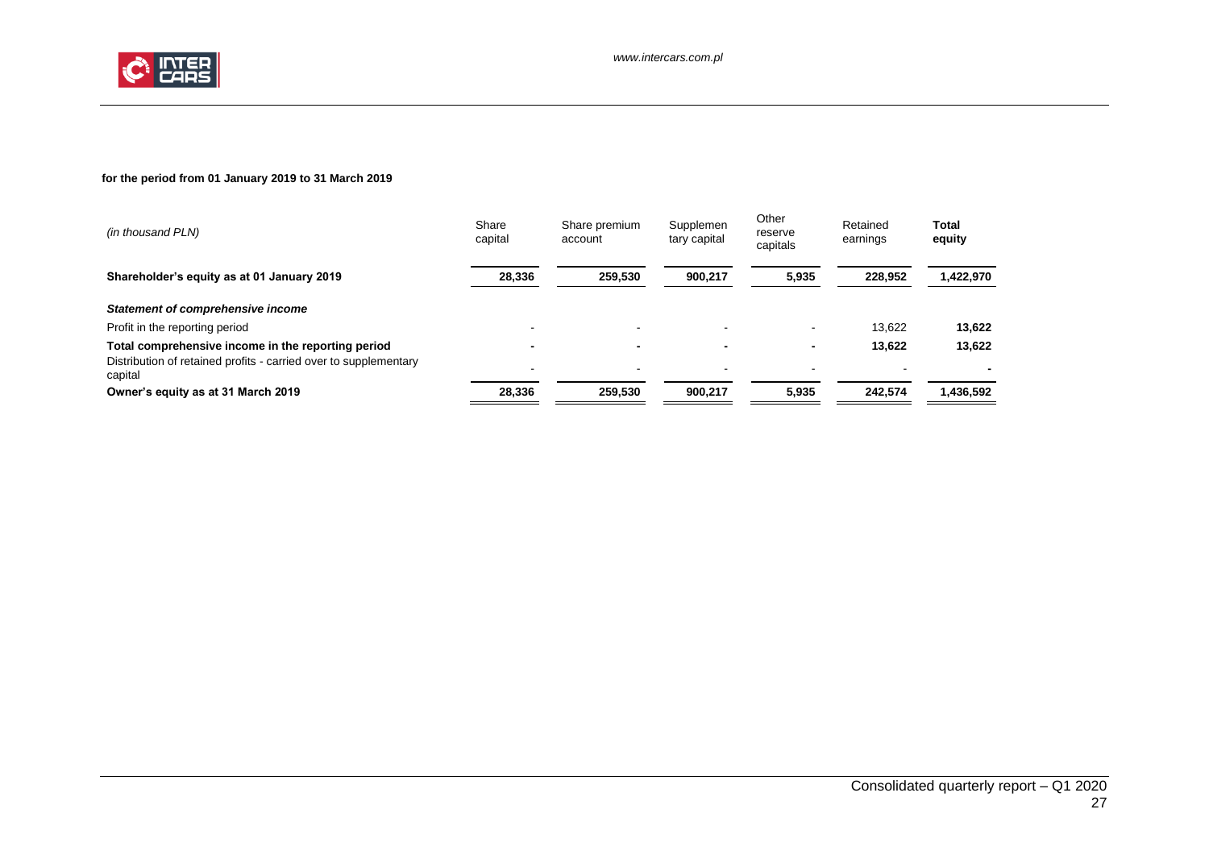**for the period from 01 January 2019 to 31 March 2019**

| *(in thousand PLN)* | Share capital | Share premium account | Supplementary capital | Other reserve capitals | Retained earnings | **Total equity** |
|---|---|---|---|---|---|---|
| **Shareholder's equity as at 01 January 2019** | **28,336** | **259,530** | **900,217** | **5,935** | **228,952** | **1,422,970** |
| ***Statement of comprehensive income*** | | | | | | |
| Profit in the reporting period | - | - | - | - | 13,622 | **13,622** |
| **Total comprehensive income in the reporting period** | **-** | **-** | **-** | **-** | **13,622** | **13,622** |
| Distribution of retained profits - carried over to supplementary capital | - | - | - | - | - | **-** |
| **Owner's equity as at 31 March 2019** | **28,336** | **259,530** | **900,217** | **5,935** | **242,574** | **1,436,592** |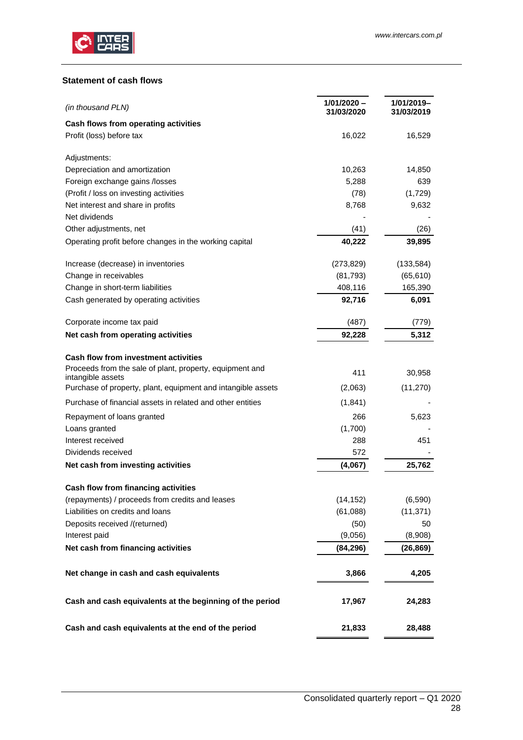## Statement of cash flows

| *(in thousand PLN)* | 1/01/2020 – 31/03/2020 | 1/01/2019– 31/03/2019 |
|---|---|---|
| **Cash flows from operating activities** | | |
| Profit (loss) before tax | 16,022 | 16,529 |
| | | |
| Adjustments: | | |
| Depreciation and amortization | 10,263 | 14,850 |
| Foreign exchange gains /losses | 5,288 | 639 |
| (Profit / loss on investing activities | (78) | (1,729) |
| Net interest and share in profits | 8,768 | 9,632 |
| Net dividends | - | - |
| Other adjustments, net | (41) | (26) |
| Operating profit before changes in the working capital | **40,222** | **39,895** |
| | | |
| Increase (decrease) in inventories | (273,829) | (133,584) |
| Change in receivables | (81,793) | (65,610) |
| Change in short-term liabilities | 408,116 | 165,390 |
| Cash generated by operating activities | **92,716** | **6,091** |
| | | |
| Corporate income tax paid | (487) | (779) |
| **Net cash from operating activities** | **92,228** | **5,312** |
| | | |
| **Cash flow from investment activities** | | |
| Proceeds from the sale of plant, property, equipment and intangible assets | 411 | 30,958 |
| Purchase of property, plant, equipment and intangible assets | (2,063) | (11,270) |
| Purchase of financial assets in related and other entities | (1,841) | - |
| Repayment of loans granted | 266 | 5,623 |
| Loans granted | (1,700) | - |
| Interest received | 288 | 451 |
| Dividends received | 572 | - |
| **Net cash from investing activities** | **(4,067)** | **25,762** |
| | | |
| **Cash flow from financing activities** | | |
| (repayments) / proceeds from credits and leases | (14,152) | (6,590) |
| Liabilities on credits and loans | (61,088) | (11,371) |
| Deposits received /(returned) | (50) | 50 |
| Interest paid | (9,056) | (8,908) |
| **Net cash from financing activities** | **(84,296)** | **(26,869)** |
| | | |
| **Net change in cash and cash equivalents** | **3,866** | **4,205** |
| | | |
| **Cash and cash equivalents at the beginning of the period** | **17,967** | **24,283** |
| | | |
| **Cash and cash equivalents at the end of the period** | **21,833** | **28,488** |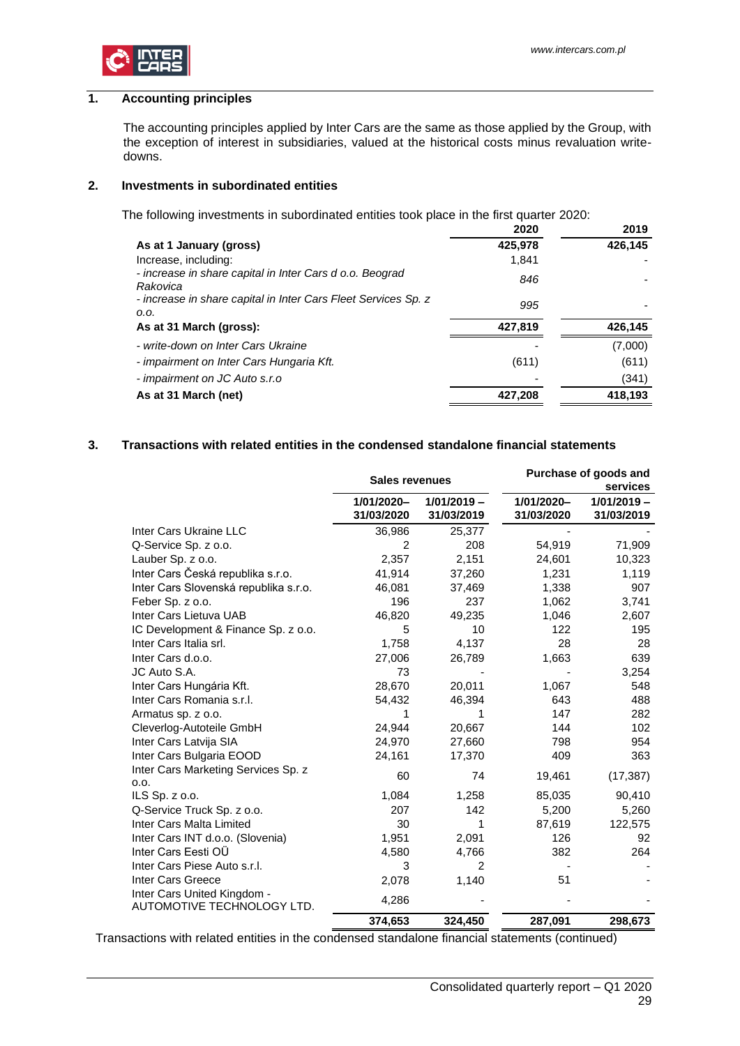## 1. Accounting principles

The accounting principles applied by Inter Cars are the same as those applied by the Group, with the exception of interest in subsidiaries, valued at the historical costs minus revaluation write-downs.

## 2. Investments in subordinated entities

The following investments in subordinated entities took place in the first quarter 2020:

| | 2020 | 2019 |
|---|---|---|
| **As at 1 January (gross)** | **425,978** | **426,145** |
| Increase, including: | 1,841 | - |
| *- increase in share capital in Inter Cars d o.o. Beograd Rakovica* | *846* | - |
| *- increase in share capital in Inter Cars Fleet Services Sp. z o.o.* | *995* | - |
| **As at 31 March (gross):** | **427,819** | **426,145** |
| *- write-down on Inter Cars Ukraine* | - | (7,000) |
| *- impairment on Inter Cars Hungaria Kft.* | (611) | (611) |
| *- impairment on JC Auto s.r.o* | - | (341) |
| **As at 31 March (net)** | **427,208** | **418,193** |

## 3. Transactions with related entities in the condensed standalone financial statements

| | Sales revenues | | Purchase of goods and services | |
|---|---|---|---|---|
| | 1/01/2020–31/03/2020 | 1/01/2019 – 31/03/2019 | 1/01/2020–31/03/2020 | 1/01/2019 – 31/03/2019 |
| Inter Cars Ukraine LLC | 36,986 | 25,377 | - | - |
| Q-Service Sp. z o.o. | 2 | 208 | 54,919 | 71,909 |
| Lauber Sp. z o.o. | 2,357 | 2,151 | 24,601 | 10,323 |
| Inter Cars Česká republika s.r.o. | 41,914 | 37,260 | 1,231 | 1,119 |
| Inter Cars Slovenská republika s.r.o. | 46,081 | 37,469 | 1,338 | 907 |
| Feber Sp. z o.o. | 196 | 237 | 1,062 | 3,741 |
| Inter Cars Lietuva UAB | 46,820 | 49,235 | 1,046 | 2,607 |
| IC Development & Finance Sp. z o.o. | 5 | 10 | 122 | 195 |
| Inter Cars Italia srl. | 1,758 | 4,137 | 28 | 28 |
| Inter Cars d.o.o. | 27,006 | 26,789 | 1,663 | 639 |
| JC Auto S.A. | 73 | - | - | 3,254 |
| Inter Cars Hungária Kft. | 28,670 | 20,011 | 1,067 | 548 |
| Inter Cars Romania s.r.l. | 54,432 | 46,394 | 643 | 488 |
| Armatus sp. z o.o. | 1 | 1 | 147 | 282 |
| Cleverlog-Autoteile GmbH | 24,944 | 20,667 | 144 | 102 |
| Inter Cars Latvija SIA | 24,970 | 27,660 | 798 | 954 |
| Inter Cars Bulgaria EOOD | 24,161 | 17,370 | 409 | 363 |
| Inter Cars Marketing Services Sp. z o.o. | 60 | 74 | 19,461 | (17,387) |
| ILS Sp. z o.o. | 1,084 | 1,258 | 85,035 | 90,410 |
| Q-Service Truck Sp. z o.o. | 207 | 142 | 5,200 | 5,260 |
| Inter Cars Malta Limited | 30 | 1 | 87,619 | 122,575 |
| Inter Cars INT d.o.o. (Slovenia) | 1,951 | 2,091 | 126 | 92 |
| Inter Cars Eesti OÜ | 4,580 | 4,766 | 382 | 264 |
| Inter Cars Piese Auto s.r.l. | 3 | 2 | - | - |
| Inter Cars Greece | 2,078 | 1,140 | 51 | - |
| Inter Cars United Kingdom - AUTOMOTIVE TECHNOLOGY LTD. | 4,286 | - | - | - |
| | **374,653** | **324,450** | **287,091** | **298,673** |

Transactions with related entities in the condensed standalone financial statements (continued)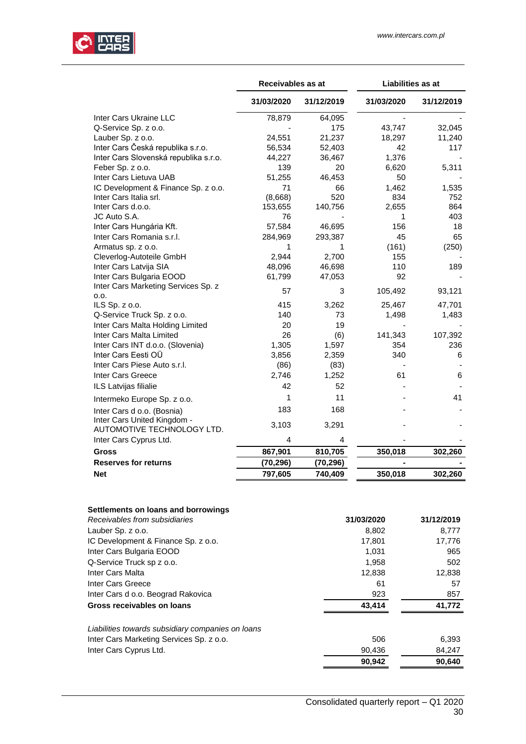| | Receivables as at | | Liabilities as at | |
|---|---|---|---|---|
| | 31/03/2020 | 31/12/2019 | 31/03/2020 | 31/12/2019 |
| Inter Cars Ukraine LLC | 78,879 | 64,095 | - | - |
| Q-Service Sp. z o.o. | - | 175 | 43,747 | 32,045 |
| Lauber Sp. z o.o. | 24,551 | 21,237 | 18,297 | 11,240 |
| Inter Cars Česká republika s.r.o. | 56,534 | 52,403 | 42 | 117 |
| Inter Cars Slovenská republika s.r.o. | 44,227 | 36,467 | 1,376 | - |
| Feber Sp. z o.o. | 139 | 20 | 6,620 | 5,311 |
| Inter Cars Lietuva UAB | 51,255 | 46,453 | 50 | - |
| IC Development & Finance Sp. z o.o. | 71 | 66 | 1,462 | 1,535 |
| Inter Cars Italia srl. | (8,668) | 520 | 834 | 752 |
| Inter Cars d.o.o. | 153,655 | 140,756 | 2,655 | 864 |
| JC Auto S.A. | 76 | - | 1 | 403 |
| Inter Cars Hungária Kft. | 57,584 | 46,695 | 156 | 18 |
| Inter Cars Romania s.r.l. | 284,969 | 293,387 | 45 | 65 |
| Armatus sp. z o.o. | 1 | 1 | (161) | (250) |
| Cleverlog-Autoteile GmbH | 2,944 | 2,700 | 155 | - |
| Inter Cars Latvija SIA | 48,096 | 46,698 | 110 | 189 |
| Inter Cars Bulgaria EOOD | 61,799 | 47,053 | 92 | - |
| Inter Cars Marketing Services Sp. z o.o. | 57 | 3 | 105,492 | 93,121 |
| ILS Sp. z o.o. | 415 | 3,262 | 25,467 | 47,701 |
| Q-Service Truck Sp. z o.o. | 140 | 73 | 1,498 | 1,483 |
| Inter Cars Malta Holding Limited | 20 | 19 | - | - |
| Inter Cars Malta Limited | 26 | (6) | 141,343 | 107,392 |
| Inter Cars INT d.o.o. (Slovenia) | 1,305 | 1,597 | 354 | 236 |
| Inter Cars Eesti OÜ | 3,856 | 2,359 | 340 | 6 |
| Inter Cars Piese Auto s.r.l. | (86) | (83) | - | - |
| Inter Cars Greece | 2,746 | 1,252 | 61 | 6 |
| ILS Latvijas filiale | 42 | 52 | - | - |
| Intermeko Europe Sp. z o.o. | 1 | 11 | - | 41 |
| Inter Cars d o.o. (Bosnia) | 183 | 168 | - | - |
| Inter Cars United Kingdom - AUTOMOTIVE TECHNOLOGY LTD. | 3,103 | 3,291 | - | - |
| Inter Cars Cyprus Ltd. | 4 | 4 | - | - |
| **Gross** | **867,901** | **810,705** | **350,018** | **302,260** |
| **Reserves for returns** | **(70,296)** | **(70,296)** | **-** | **-** |
| **Net** | **797,605** | **740,409** | **350,018** | **302,260** |

**Settlements on loans and borrowings**

| *Receivables from subsidiaries* | 31/03/2020 | 31/12/2019 |
|---|---|---|
| Lauber Sp. z o.o. | 8,802 | 8,777 |
| IC Development & Finance Sp. z o.o. | 17,801 | 17,776 |
| Inter Cars Bulgaria EOOD | 1,031 | 965 |
| Q-Service Truck sp z o.o. | 1,958 | 502 |
| Inter Cars Malta | 12,838 | 12,838 |
| Inter Cars Greece | 61 | 57 |
| Inter Cars d o.o. Beograd Rakovica | 923 | 857 |
| **Gross receivables on loans** | **43,414** | **41,772** |
| | | |
| *Liabilities towards subsidiary companies on loans* | | |
| Inter Cars Marketing Services Sp. z o.o. | 506 | 6,393 |
| Inter Cars Cyprus Ltd. | 90,436 | 84,247 |
| | **90,942** | **90,640** |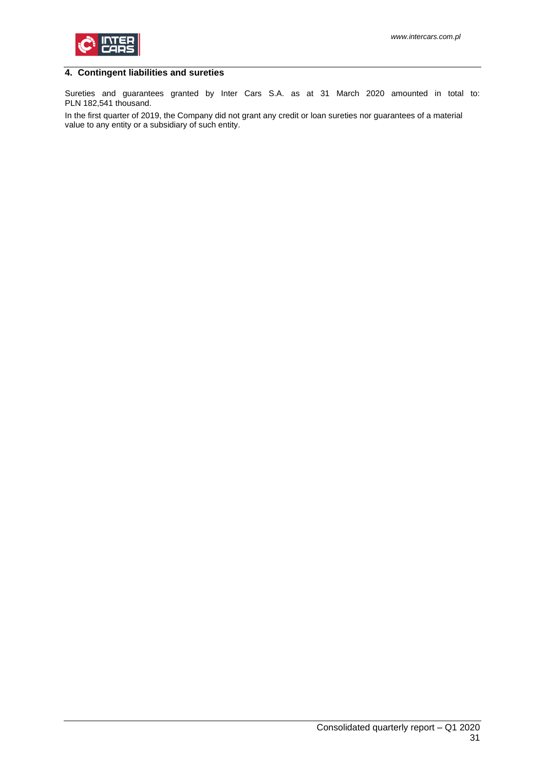## 4. Contingent liabilities and sureties

Sureties and guarantees granted by Inter Cars S.A. as at 31 March 2020 amounted in total to: PLN 182,541 thousand.

In the first quarter of 2019, the Company did not grant any credit or loan sureties nor guarantees of a material value to any entity or a subsidiary of such entity.